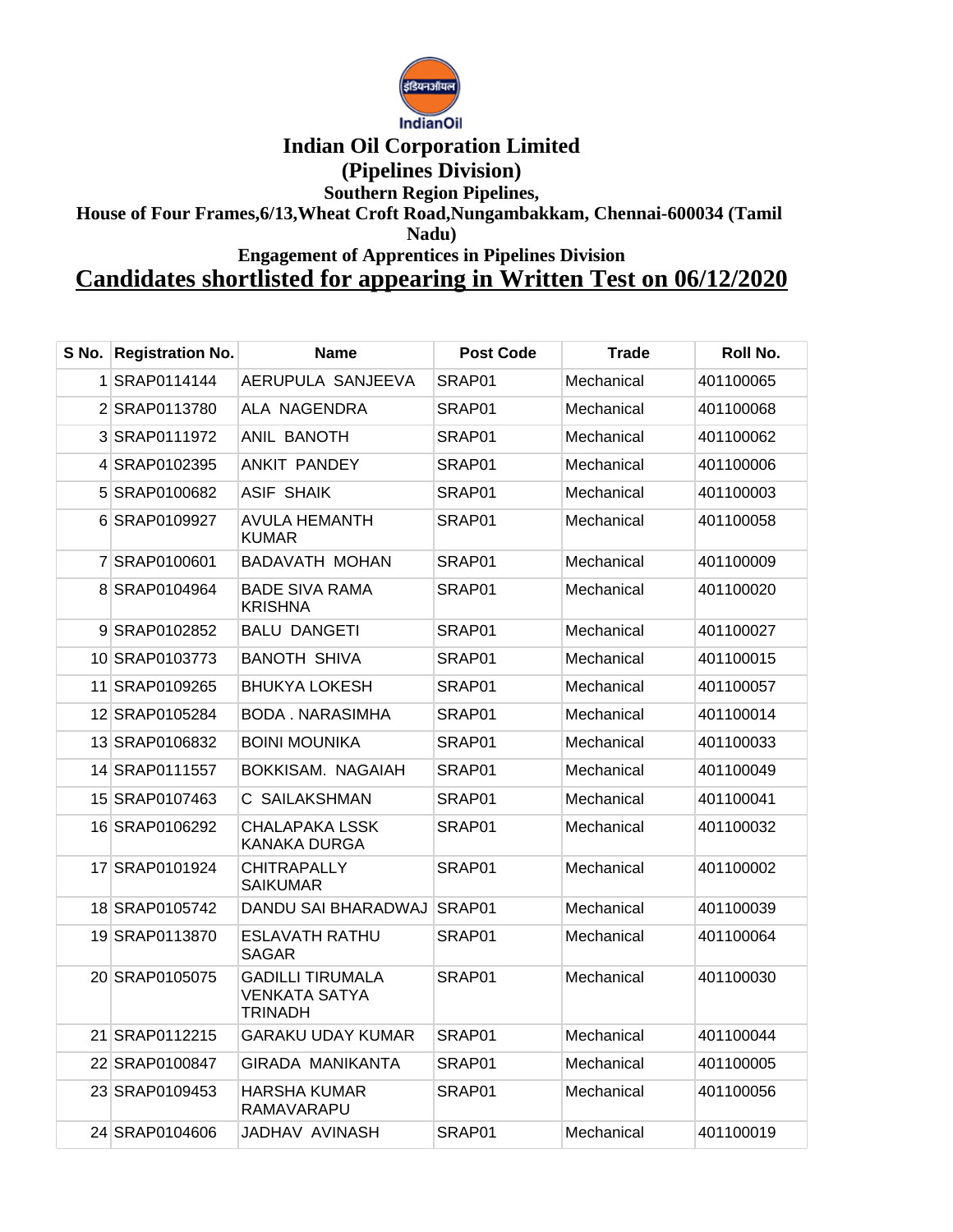# Indian Oil Corporation Limited

## (Pipelines Division)

### Southern Region Pipelines,

### House of Four Frames,6/13,Wheat Croft Road,Nungambakkam, Chennai-600034 (Tamil Nadu)

### Engagement of Apprentices in Pipelines Division

## Candidates shortlisted for appearing in Written Test on 06/12/2020

| S No. | Registration No. | Name | Post Code | Trade | Roll No. |
|---|---|---|---|---|---|
| 1 | SRAP0114144 | AERUPULA SANJEEVA | SRAP01 | Mechanical | 401100065 |
| 2 | SRAP0113780 | ALA NAGENDRA | SRAP01 | Mechanical | 401100068 |
| 3 | SRAP0111972 | ANIL BANOTH | SRAP01 | Mechanical | 401100062 |
| 4 | SRAP0102395 | ANKIT PANDEY | SRAP01 | Mechanical | 401100006 |
| 5 | SRAP0100682 | ASIF SHAIK | SRAP01 | Mechanical | 401100003 |
| 6 | SRAP0109927 | AVULA HEMANTH KUMAR | SRAP01 | Mechanical | 401100058 |
| 7 | SRAP0100601 | BADAVATH MOHAN | SRAP01 | Mechanical | 401100009 |
| 8 | SRAP0104964 | BADE SIVA RAMA KRISHNA | SRAP01 | Mechanical | 401100020 |
| 9 | SRAP0102852 | BALU DANGETI | SRAP01 | Mechanical | 401100027 |
| 10 | SRAP0103773 | BANOTH SHIVA | SRAP01 | Mechanical | 401100015 |
| 11 | SRAP0109265 | BHUKYA LOKESH | SRAP01 | Mechanical | 401100057 |
| 12 | SRAP0105284 | BODA . NARASIMHA | SRAP01 | Mechanical | 401100014 |
| 13 | SRAP0106832 | BOINI MOUNIKA | SRAP01 | Mechanical | 401100033 |
| 14 | SRAP0111557 | BOKKISAM. NAGAIAH | SRAP01 | Mechanical | 401100049 |
| 15 | SRAP0107463 | C SAILAKSHMAN | SRAP01 | Mechanical | 401100041 |
| 16 | SRAP0106292 | CHALAPAKA LSSK KANAKA DURGA | SRAP01 | Mechanical | 401100032 |
| 17 | SRAP0101924 | CHITRAPALLY SAIKUMAR | SRAP01 | Mechanical | 401100002 |
| 18 | SRAP0105742 | DANDU SAI BHARADWAJ | SRAP01 | Mechanical | 401100039 |
| 19 | SRAP0113870 | ESLAVATH RATHU SAGAR | SRAP01 | Mechanical | 401100064 |
| 20 | SRAP0105075 | GADILLI TIRUMALA VENKATA SATYA TRINADH | SRAP01 | Mechanical | 401100030 |
| 21 | SRAP0112215 | GARAKU UDAY KUMAR | SRAP01 | Mechanical | 401100044 |
| 22 | SRAP0100847 | GIRADA MANIKANTA | SRAP01 | Mechanical | 401100005 |
| 23 | SRAP0109453 | HARSHA KUMAR RAMAVARAPU | SRAP01 | Mechanical | 401100056 |
| 24 | SRAP0104606 | JADHAV AVINASH | SRAP01 | Mechanical | 401100019 |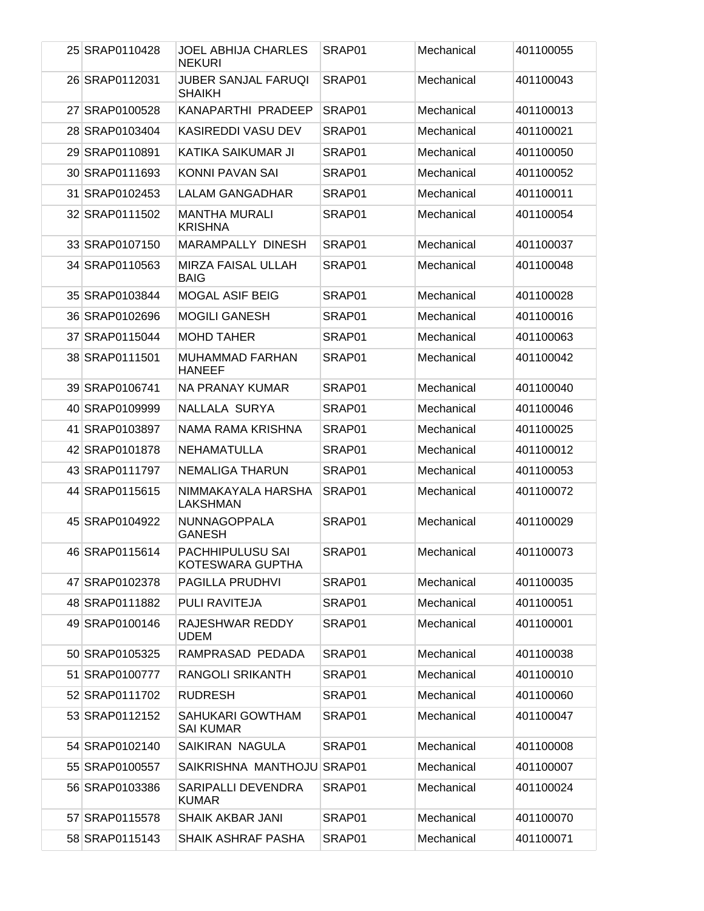| | | | | |
|---|---|---|---|---|
| 25 SRAP0110428 | JOEL ABHIJA CHARLES NEKURI | SRAP01 | Mechanical | 401100055 |
| 26 SRAP0112031 | JUBER SANJAL FARUQI SHAIKH | SRAP01 | Mechanical | 401100043 |
| 27 SRAP0100528 | KANAPARTHI PRADEEP | SRAP01 | Mechanical | 401100013 |
| 28 SRAP0103404 | KASIREDDI VASU DEV | SRAP01 | Mechanical | 401100021 |
| 29 SRAP0110891 | KATIKA SAIKUMAR JI | SRAP01 | Mechanical | 401100050 |
| 30 SRAP0111693 | KONNI PAVAN SAI | SRAP01 | Mechanical | 401100052 |
| 31 SRAP0102453 | LALAM GANGADHAR | SRAP01 | Mechanical | 401100011 |
| 32 SRAP0111502 | MANTHA MURALI KRISHNA | SRAP01 | Mechanical | 401100054 |
| 33 SRAP0107150 | MARAMPALLY DINESH | SRAP01 | Mechanical | 401100037 |
| 34 SRAP0110563 | MIRZA FAISAL ULLAH BAIG | SRAP01 | Mechanical | 401100048 |
| 35 SRAP0103844 | MOGAL ASIF BEIG | SRAP01 | Mechanical | 401100028 |
| 36 SRAP0102696 | MOGILI GANESH | SRAP01 | Mechanical | 401100016 |
| 37 SRAP0115044 | MOHD TAHER | SRAP01 | Mechanical | 401100063 |
| 38 SRAP0111501 | MUHAMMAD FARHAN HANEEF | SRAP01 | Mechanical | 401100042 |
| 39 SRAP0106741 | NA PRANAY KUMAR | SRAP01 | Mechanical | 401100040 |
| 40 SRAP0109999 | NALLALA SURYA | SRAP01 | Mechanical | 401100046 |
| 41 SRAP0103897 | NAMA RAMA KRISHNA | SRAP01 | Mechanical | 401100025 |
| 42 SRAP0101878 | NEHAMATULLA | SRAP01 | Mechanical | 401100012 |
| 43 SRAP0111797 | NEMALIGA THARUN | SRAP01 | Mechanical | 401100053 |
| 44 SRAP0115615 | NIMMAKAYALA HARSHA LAKSHMAN | SRAP01 | Mechanical | 401100072 |
| 45 SRAP0104922 | NUNNAGOPPALA GANESH | SRAP01 | Mechanical | 401100029 |
| 46 SRAP0115614 | PACHHIPULUSU SAI KOTESWARA GUPTHA | SRAP01 | Mechanical | 401100073 |
| 47 SRAP0102378 | PAGILLA PRUDHVI | SRAP01 | Mechanical | 401100035 |
| 48 SRAP0111882 | PULI RAVITEJA | SRAP01 | Mechanical | 401100051 |
| 49 SRAP0100146 | RAJESHWAR REDDY UDEM | SRAP01 | Mechanical | 401100001 |
| 50 SRAP0105325 | RAMPRASAD PEDADA | SRAP01 | Mechanical | 401100038 |
| 51 SRAP0100777 | RANGOLI SRIKANTH | SRAP01 | Mechanical | 401100010 |
| 52 SRAP0111702 | RUDRESH | SRAP01 | Mechanical | 401100060 |
| 53 SRAP0112152 | SAHUKARI GOWTHAM SAI KUMAR | SRAP01 | Mechanical | 401100047 |
| 54 SRAP0102140 | SAIKIRAN NAGULA | SRAP01 | Mechanical | 401100008 |
| 55 SRAP0100557 | SAIKRISHNA MANTHOJU | SRAP01 | Mechanical | 401100007 |
| 56 SRAP0103386 | SARIPALLI DEVENDRA KUMAR | SRAP01 | Mechanical | 401100024 |
| 57 SRAP0115578 | SHAIK AKBAR JANI | SRAP01 | Mechanical | 401100070 |
| 58 SRAP0115143 | SHAIK ASHRAF PASHA | SRAP01 | Mechanical | 401100071 |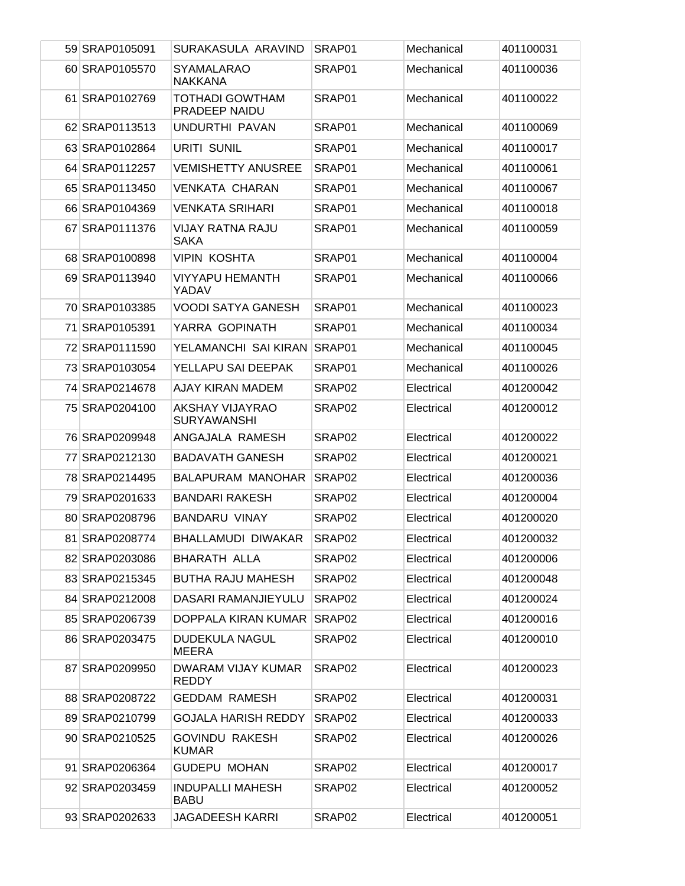| | | | | | |
|---|---|---|---|---|---|
| 59 | SRAP0105091 | SURAKASULA ARAVIND | SRAP01 | Mechanical | 401100031 |
| 60 | SRAP0105570 | SYAMALARAO NAKKANA | SRAP01 | Mechanical | 401100036 |
| 61 | SRAP0102769 | TOTHADI GOWTHAM PRADEEP NAIDU | SRAP01 | Mechanical | 401100022 |
| 62 | SRAP0113513 | UNDURTHI PAVAN | SRAP01 | Mechanical | 401100069 |
| 63 | SRAP0102864 | URITI SUNIL | SRAP01 | Mechanical | 401100017 |
| 64 | SRAP0112257 | VEMISHETTY ANUSREE | SRAP01 | Mechanical | 401100061 |
| 65 | SRAP0113450 | VENKATA CHARAN | SRAP01 | Mechanical | 401100067 |
| 66 | SRAP0104369 | VENKATA SRIHARI | SRAP01 | Mechanical | 401100018 |
| 67 | SRAP0111376 | VIJAY RATNA RAJU SAKA | SRAP01 | Mechanical | 401100059 |
| 68 | SRAP0100898 | VIPIN KOSHTA | SRAP01 | Mechanical | 401100004 |
| 69 | SRAP0113940 | VIYYAPU HEMANTH YADAV | SRAP01 | Mechanical | 401100066 |
| 70 | SRAP0103385 | VOODI SATYA GANESH | SRAP01 | Mechanical | 401100023 |
| 71 | SRAP0105391 | YARRA GOPINATH | SRAP01 | Mechanical | 401100034 |
| 72 | SRAP0111590 | YELAMANCHI SAI KIRAN | SRAP01 | Mechanical | 401100045 |
| 73 | SRAP0103054 | YELLAPU SAI DEEPAK | SRAP01 | Mechanical | 401100026 |
| 74 | SRAP0214678 | AJAY KIRAN MADEM | SRAP02 | Electrical | 401200042 |
| 75 | SRAP0204100 | AKSHAY VIJAYRAO SURYAWANSHI | SRAP02 | Electrical | 401200012 |
| 76 | SRAP0209948 | ANGAJALA RAMESH | SRAP02 | Electrical | 401200022 |
| 77 | SRAP0212130 | BADAVATH GANESH | SRAP02 | Electrical | 401200021 |
| 78 | SRAP0214495 | BALAPURAM MANOHAR | SRAP02 | Electrical | 401200036 |
| 79 | SRAP0201633 | BANDARI RAKESH | SRAP02 | Electrical | 401200004 |
| 80 | SRAP0208796 | BANDARU VINAY | SRAP02 | Electrical | 401200020 |
| 81 | SRAP0208774 | BHALLAMUDI DIWAKAR | SRAP02 | Electrical | 401200032 |
| 82 | SRAP0203086 | BHARATH ALLA | SRAP02 | Electrical | 401200006 |
| 83 | SRAP0215345 | BUTHA RAJU MAHESH | SRAP02 | Electrical | 401200048 |
| 84 | SRAP0212008 | DASARI RAMANJIEYULU | SRAP02 | Electrical | 401200024 |
| 85 | SRAP0206739 | DOPPALA KIRAN KUMAR | SRAP02 | Electrical | 401200016 |
| 86 | SRAP0203475 | DUDEKULA NAGUL MEERA | SRAP02 | Electrical | 401200010 |
| 87 | SRAP0209950 | DWARAM VIJAY KUMAR REDDY | SRAP02 | Electrical | 401200023 |
| 88 | SRAP0208722 | GEDDAM RAMESH | SRAP02 | Electrical | 401200031 |
| 89 | SRAP0210799 | GOJALA HARISH REDDY | SRAP02 | Electrical | 401200033 |
| 90 | SRAP0210525 | GOVINDU RAKESH KUMAR | SRAP02 | Electrical | 401200026 |
| 91 | SRAP0206364 | GUDEPU MOHAN | SRAP02 | Electrical | 401200017 |
| 92 | SRAP0203459 | INDUPALLI MAHESH BABU | SRAP02 | Electrical | 401200052 |
| 93 | SRAP0202633 | JAGADEESH KARRI | SRAP02 | Electrical | 401200051 |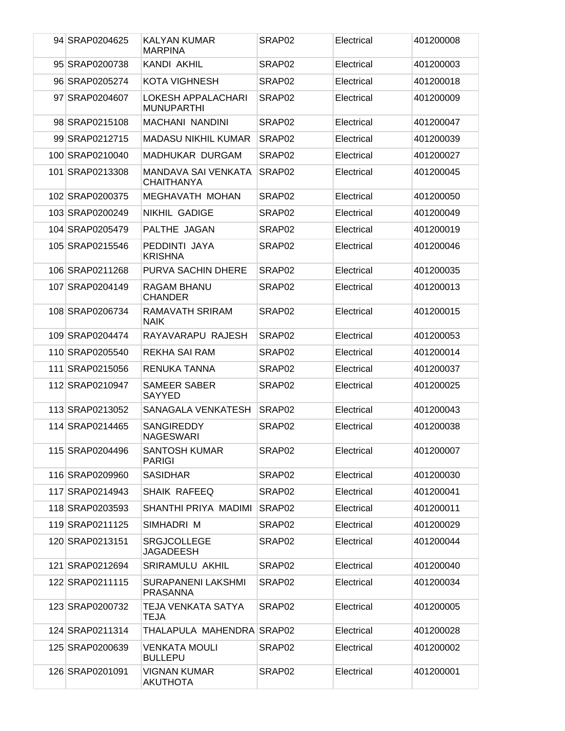| | | | | | |
|---|---|---|---|---|---|
| 94 | SRAP0204625 | KALYAN KUMAR MARPINA | SRAP02 | Electrical | 401200008 |
| 95 | SRAP0200738 | KANDI AKHIL | SRAP02 | Electrical | 401200003 |
| 96 | SRAP0205274 | KOTA VIGHNESH | SRAP02 | Electrical | 401200018 |
| 97 | SRAP0204607 | LOKESH APPALACHARI MUNUPARTHI | SRAP02 | Electrical | 401200009 |
| 98 | SRAP0215108 | MACHANI NANDINI | SRAP02 | Electrical | 401200047 |
| 99 | SRAP0212715 | MADASU NIKHIL KUMAR | SRAP02 | Electrical | 401200039 |
| 100 | SRAP0210040 | MADHUKAR DURGAM | SRAP02 | Electrical | 401200027 |
| 101 | SRAP0213308 | MANDAVA SAI VENKATA CHAITHANYA | SRAP02 | Electrical | 401200045 |
| 102 | SRAP0200375 | MEGHAVATH MOHAN | SRAP02 | Electrical | 401200050 |
| 103 | SRAP0200249 | NIKHIL GADIGE | SRAP02 | Electrical | 401200049 |
| 104 | SRAP0205479 | PALTHE JAGAN | SRAP02 | Electrical | 401200019 |
| 105 | SRAP0215546 | PEDDINTI JAYA KRISHNA | SRAP02 | Electrical | 401200046 |
| 106 | SRAP0211268 | PURVA SACHIN DHERE | SRAP02 | Electrical | 401200035 |
| 107 | SRAP0204149 | RAGAM BHANU CHANDER | SRAP02 | Electrical | 401200013 |
| 108 | SRAP0206734 | RAMAVATH SRIRAM NAIK | SRAP02 | Electrical | 401200015 |
| 109 | SRAP0204474 | RAYAVARAPU RAJESH | SRAP02 | Electrical | 401200053 |
| 110 | SRAP0205540 | REKHA SAI RAM | SRAP02 | Electrical | 401200014 |
| 111 | SRAP0215056 | RENUKA TANNA | SRAP02 | Electrical | 401200037 |
| 112 | SRAP0210947 | SAMEER SABER SAYYED | SRAP02 | Electrical | 401200025 |
| 113 | SRAP0213052 | SANAGALA VENKATESH | SRAP02 | Electrical | 401200043 |
| 114 | SRAP0214465 | SANGIREDDY NAGESWARI | SRAP02 | Electrical | 401200038 |
| 115 | SRAP0204496 | SANTOSH KUMAR PARIGI | SRAP02 | Electrical | 401200007 |
| 116 | SRAP0209960 | SASIDHAR | SRAP02 | Electrical | 401200030 |
| 117 | SRAP0214943 | SHAIK RAFEEQ | SRAP02 | Electrical | 401200041 |
| 118 | SRAP0203593 | SHANTHI PRIYA MADIMI | SRAP02 | Electrical | 401200011 |
| 119 | SRAP0211125 | SIMHADRI M | SRAP02 | Electrical | 401200029 |
| 120 | SRAP0213151 | SRGJCOLLEGE JAGADEESH | SRAP02 | Electrical | 401200044 |
| 121 | SRAP0212694 | SRIRAMULU AKHIL | SRAP02 | Electrical | 401200040 |
| 122 | SRAP0211115 | SURAPANENI LAKSHMI PRASANNA | SRAP02 | Electrical | 401200034 |
| 123 | SRAP0200732 | TEJA VENKATA SATYA TEJA | SRAP02 | Electrical | 401200005 |
| 124 | SRAP0211314 | THALAPULA MAHENDRA | SRAP02 | Electrical | 401200028 |
| 125 | SRAP0200639 | VENKATA MOULI BULLEPU | SRAP02 | Electrical | 401200002 |
| 126 | SRAP0201091 | VIGNAN KUMAR AKUTHOTA | SRAP02 | Electrical | 401200001 |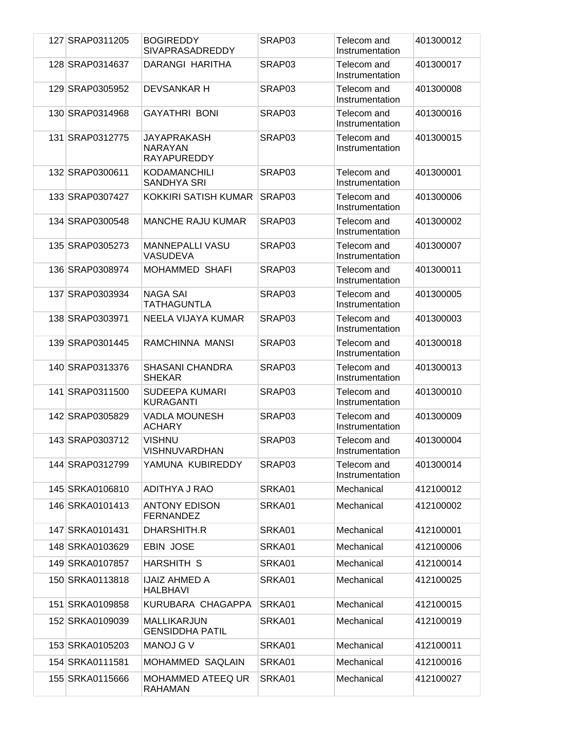| | | | | | |
|---|---|---|---|---|---|
| 127 | SRAP0311205 | BOGIREDDY SIVAPRASADREDDY | SRAP03 | Telecom and Instrumentation | 401300012 |
| 128 | SRAP0314637 | DARANGI HARITHA | SRAP03 | Telecom and Instrumentation | 401300017 |
| 129 | SRAP0305952 | DEVSANKAR H | SRAP03 | Telecom and Instrumentation | 401300008 |
| 130 | SRAP0314968 | GAYATHRI BONI | SRAP03 | Telecom and Instrumentation | 401300016 |
| 131 | SRAP0312775 | JAYAPRAKASH NARAYAN RAYAPUREDDY | SRAP03 | Telecom and Instrumentation | 401300015 |
| 132 | SRAP0300611 | KODAMANCHILI SANDHYA SRI | SRAP03 | Telecom and Instrumentation | 401300001 |
| 133 | SRAP0307427 | KOKKIRI SATISH KUMAR | SRAP03 | Telecom and Instrumentation | 401300006 |
| 134 | SRAP0300548 | MANCHE RAJU KUMAR | SRAP03 | Telecom and Instrumentation | 401300002 |
| 135 | SRAP0305273 | MANNEPALLI VASU VASUDEVA | SRAP03 | Telecom and Instrumentation | 401300007 |
| 136 | SRAP0308974 | MOHAMMED SHAFI | SRAP03 | Telecom and Instrumentation | 401300011 |
| 137 | SRAP0303934 | NAGA SAI TATHAGUNTLA | SRAP03 | Telecom and Instrumentation | 401300005 |
| 138 | SRAP0303971 | NEELA VIJAYA KUMAR | SRAP03 | Telecom and Instrumentation | 401300003 |
| 139 | SRAP0301445 | RAMCHINNA MANSI | SRAP03 | Telecom and Instrumentation | 401300018 |
| 140 | SRAP0313376 | SHASANI CHANDRA SHEKAR | SRAP03 | Telecom and Instrumentation | 401300013 |
| 141 | SRAP0311500 | SUDEEPA KUMARI KURAGANTI | SRAP03 | Telecom and Instrumentation | 401300010 |
| 142 | SRAP0305829 | VADLA MOUNESH ACHARY | SRAP03 | Telecom and Instrumentation | 401300009 |
| 143 | SRAP0303712 | VISHNU VISHNUVARDHAN | SRAP03 | Telecom and Instrumentation | 401300004 |
| 144 | SRAP0312799 | YAMUNA KUBIREDDY | SRAP03 | Telecom and Instrumentation | 401300014 |
| 145 | SRKA0106810 | ADITHYA J RAO | SRKA01 | Mechanical | 412100012 |
| 146 | SRKA0101413 | ANTONY EDISON FERNANDEZ | SRKA01 | Mechanical | 412100002 |
| 147 | SRKA0101431 | DHARSHITH.R | SRKA01 | Mechanical | 412100001 |
| 148 | SRKA0103629 | EBIN JOSE | SRKA01 | Mechanical | 412100006 |
| 149 | SRKA0107857 | HARSHITH S | SRKA01 | Mechanical | 412100014 |
| 150 | SRKA0113818 | IJAIZ AHMED A HALBHAVI | SRKA01 | Mechanical | 412100025 |
| 151 | SRKA0109858 | KURUBARA CHAGAPPA | SRKA01 | Mechanical | 412100015 |
| 152 | SRKA0109039 | MALLIKARJUN GENSIDDHA PATIL | SRKA01 | Mechanical | 412100019 |
| 153 | SRKA0105203 | MANOJ G V | SRKA01 | Mechanical | 412100011 |
| 154 | SRKA0111581 | MOHAMMED SAQLAIN | SRKA01 | Mechanical | 412100016 |
| 155 | SRKA0115666 | MOHAMMED ATEEQ UR RAHAMAN | SRKA01 | Mechanical | 412100027 |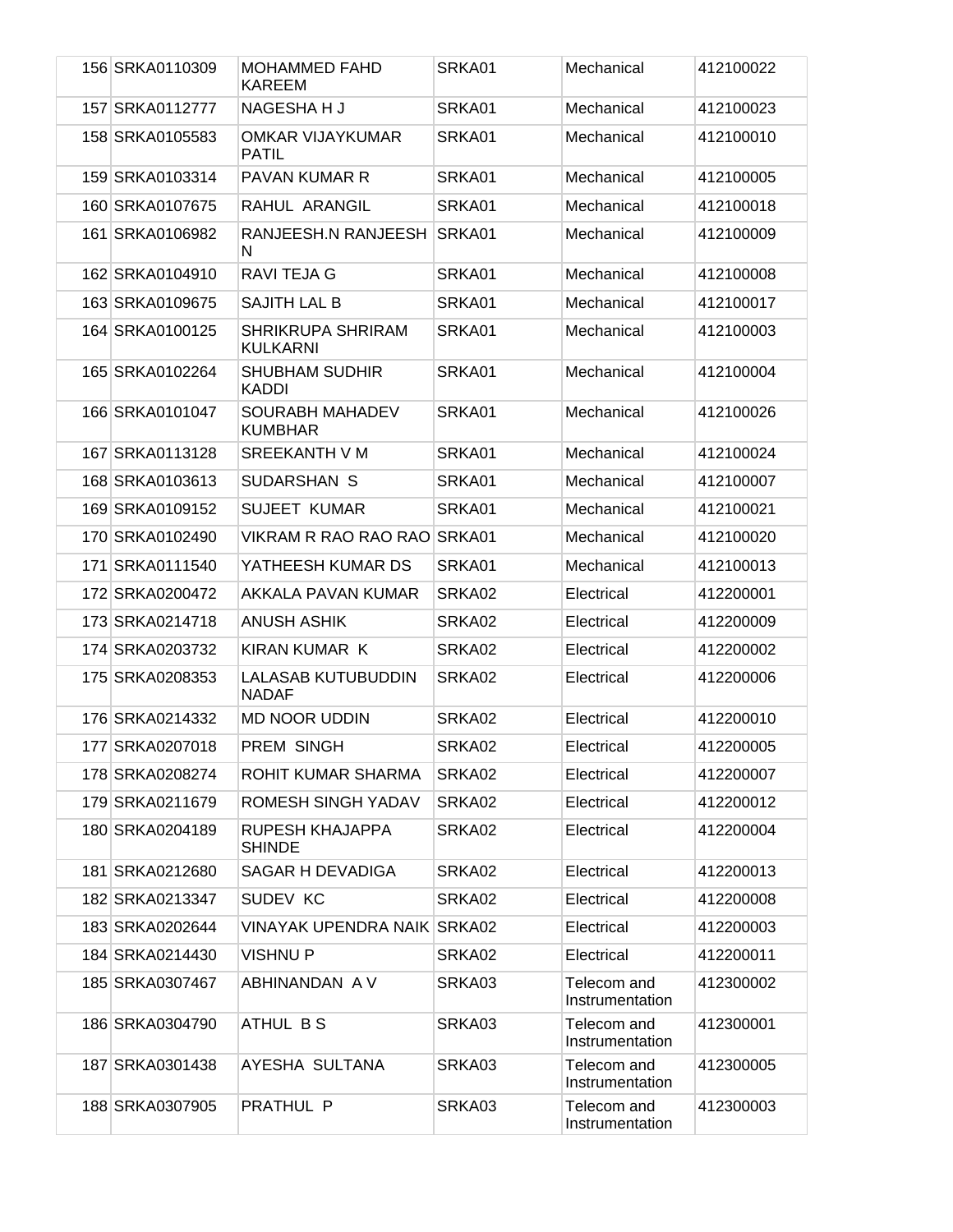| | | | | | |
|---|---|---|---|---|---|
| 156 | SRKA0110309 | MOHAMMED FAHD KAREEM | SRKA01 | Mechanical | 412100022 |
| 157 | SRKA0112777 | NAGESHA H J | SRKA01 | Mechanical | 412100023 |
| 158 | SRKA0105583 | OMKAR VIJAYKUMAR PATIL | SRKA01 | Mechanical | 412100010 |
| 159 | SRKA0103314 | PAVAN KUMAR R | SRKA01 | Mechanical | 412100005 |
| 160 | SRKA0107675 | RAHUL ARANGIL | SRKA01 | Mechanical | 412100018 |
| 161 | SRKA0106982 | RANJEESH.N RANJEESH N | SRKA01 | Mechanical | 412100009 |
| 162 | SRKA0104910 | RAVI TEJA G | SRKA01 | Mechanical | 412100008 |
| 163 | SRKA0109675 | SAJITH LAL B | SRKA01 | Mechanical | 412100017 |
| 164 | SRKA0100125 | SHRIKRUPA SHRIRAM KULKARNI | SRKA01 | Mechanical | 412100003 |
| 165 | SRKA0102264 | SHUBHAM SUDHIR KADDI | SRKA01 | Mechanical | 412100004 |
| 166 | SRKA0101047 | SOURABH MAHADEV KUMBHAR | SRKA01 | Mechanical | 412100026 |
| 167 | SRKA0113128 | SREEKANTH V M | SRKA01 | Mechanical | 412100024 |
| 168 | SRKA0103613 | SUDARSHAN S | SRKA01 | Mechanical | 412100007 |
| 169 | SRKA0109152 | SUJEET KUMAR | SRKA01 | Mechanical | 412100021 |
| 170 | SRKA0102490 | VIKRAM R RAO RAO RAO | SRKA01 | Mechanical | 412100020 |
| 171 | SRKA0111540 | YATHEESH KUMAR DS | SRKA01 | Mechanical | 412100013 |
| 172 | SRKA0200472 | AKKALA PAVAN KUMAR | SRKA02 | Electrical | 412200001 |
| 173 | SRKA0214718 | ANUSH ASHIK | SRKA02 | Electrical | 412200009 |
| 174 | SRKA0203732 | KIRAN KUMAR K | SRKA02 | Electrical | 412200002 |
| 175 | SRKA0208353 | LALASAB KUTUBUDDIN NADAF | SRKA02 | Electrical | 412200006 |
| 176 | SRKA0214332 | MD NOOR UDDIN | SRKA02 | Electrical | 412200010 |
| 177 | SRKA0207018 | PREM SINGH | SRKA02 | Electrical | 412200005 |
| 178 | SRKA0208274 | ROHIT KUMAR SHARMA | SRKA02 | Electrical | 412200007 |
| 179 | SRKA0211679 | ROMESH SINGH YADAV | SRKA02 | Electrical | 412200012 |
| 180 | SRKA0204189 | RUPESH KHAJAPPA SHINDE | SRKA02 | Electrical | 412200004 |
| 181 | SRKA0212680 | SAGAR H DEVADIGA | SRKA02 | Electrical | 412200013 |
| 182 | SRKA0213347 | SUDEV KC | SRKA02 | Electrical | 412200008 |
| 183 | SRKA0202644 | VINAYAK UPENDRA NAIK | SRKA02 | Electrical | 412200003 |
| 184 | SRKA0214430 | VISHNU P | SRKA02 | Electrical | 412200011 |
| 185 | SRKA0307467 | ABHINANDAN A V | SRKA03 | Telecom and Instrumentation | 412300002 |
| 186 | SRKA0304790 | ATHUL B S | SRKA03 | Telecom and Instrumentation | 412300001 |
| 187 | SRKA0301438 | AYESHA SULTANA | SRKA03 | Telecom and Instrumentation | 412300005 |
| 188 | SRKA0307905 | PRATHUL P | SRKA03 | Telecom and Instrumentation | 412300003 |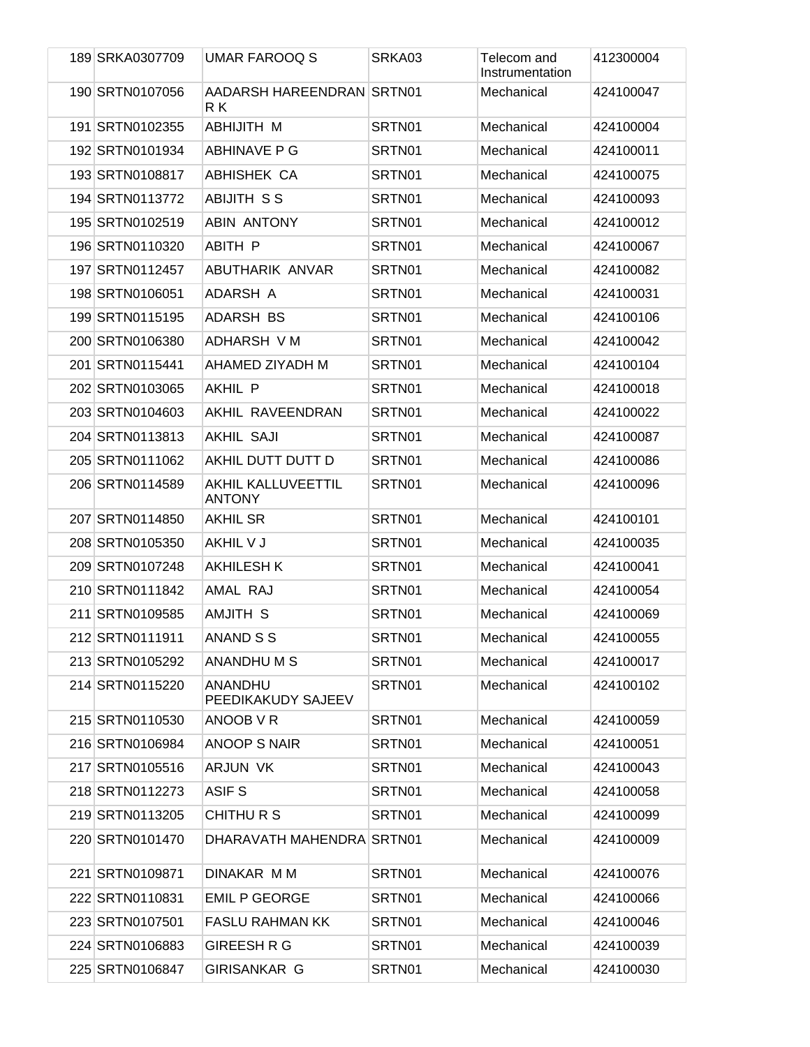| 189 | SRKA0307709 | UMAR FAROOQ S | SRKA03 | Telecom and Instrumentation | 412300004 |
|---|---|---|---|---|---|
| 190 | SRTN0107056 | AADARSH HAREENDRAN R K | SRTN01 | Mechanical | 424100047 |
| 191 | SRTN0102355 | ABHIJITH M | SRTN01 | Mechanical | 424100004 |
| 192 | SRTN0101934 | ABHINAVE P G | SRTN01 | Mechanical | 424100011 |
| 193 | SRTN0108817 | ABHISHEK CA | SRTN01 | Mechanical | 424100075 |
| 194 | SRTN0113772 | ABIJITH S S | SRTN01 | Mechanical | 424100093 |
| 195 | SRTN0102519 | ABIN ANTONY | SRTN01 | Mechanical | 424100012 |
| 196 | SRTN0110320 | ABITH P | SRTN01 | Mechanical | 424100067 |
| 197 | SRTN0112457 | ABUTHARIK ANVAR | SRTN01 | Mechanical | 424100082 |
| 198 | SRTN0106051 | ADARSH A | SRTN01 | Mechanical | 424100031 |
| 199 | SRTN0115195 | ADARSH BS | SRTN01 | Mechanical | 424100106 |
| 200 | SRTN0106380 | ADHARSH V M | SRTN01 | Mechanical | 424100042 |
| 201 | SRTN0115441 | AHAMED ZIYADH M | SRTN01 | Mechanical | 424100104 |
| 202 | SRTN0103065 | AKHIL P | SRTN01 | Mechanical | 424100018 |
| 203 | SRTN0104603 | AKHIL RAVEENDRAN | SRTN01 | Mechanical | 424100022 |
| 204 | SRTN0113813 | AKHIL SAJI | SRTN01 | Mechanical | 424100087 |
| 205 | SRTN0111062 | AKHIL DUTT DUTT D | SRTN01 | Mechanical | 424100086 |
| 206 | SRTN0114589 | AKHIL KALLUVEETTIL ANTONY | SRTN01 | Mechanical | 424100096 |
| 207 | SRTN0114850 | AKHIL SR | SRTN01 | Mechanical | 424100101 |
| 208 | SRTN0105350 | AKHIL V J | SRTN01 | Mechanical | 424100035 |
| 209 | SRTN0107248 | AKHILESH K | SRTN01 | Mechanical | 424100041 |
| 210 | SRTN0111842 | AMAL RAJ | SRTN01 | Mechanical | 424100054 |
| 211 | SRTN0109585 | AMJITH S | SRTN01 | Mechanical | 424100069 |
| 212 | SRTN0111911 | ANAND S S | SRTN01 | Mechanical | 424100055 |
| 213 | SRTN0105292 | ANANDHU M S | SRTN01 | Mechanical | 424100017 |
| 214 | SRTN0115220 | ANANDHU PEEDIKAKUDY SAJEEV | SRTN01 | Mechanical | 424100102 |
| 215 | SRTN0110530 | ANOOB V R | SRTN01 | Mechanical | 424100059 |
| 216 | SRTN0106984 | ANOOP S NAIR | SRTN01 | Mechanical | 424100051 |
| 217 | SRTN0105516 | ARJUN VK | SRTN01 | Mechanical | 424100043 |
| 218 | SRTN0112273 | ASIF S | SRTN01 | Mechanical | 424100058 |
| 219 | SRTN0113205 | CHITHU R S | SRTN01 | Mechanical | 424100099 |
| 220 | SRTN0101470 | DHARAVATH MAHENDRA | SRTN01 | Mechanical | 424100009 |
| 221 | SRTN0109871 | DINAKAR M M | SRTN01 | Mechanical | 424100076 |
| 222 | SRTN0110831 | EMIL P GEORGE | SRTN01 | Mechanical | 424100066 |
| 223 | SRTN0107501 | FASLU RAHMAN KK | SRTN01 | Mechanical | 424100046 |
| 224 | SRTN0106883 | GIREESH R G | SRTN01 | Mechanical | 424100039 |
| 225 | SRTN0106847 | GIRISANKAR G | SRTN01 | Mechanical | 424100030 |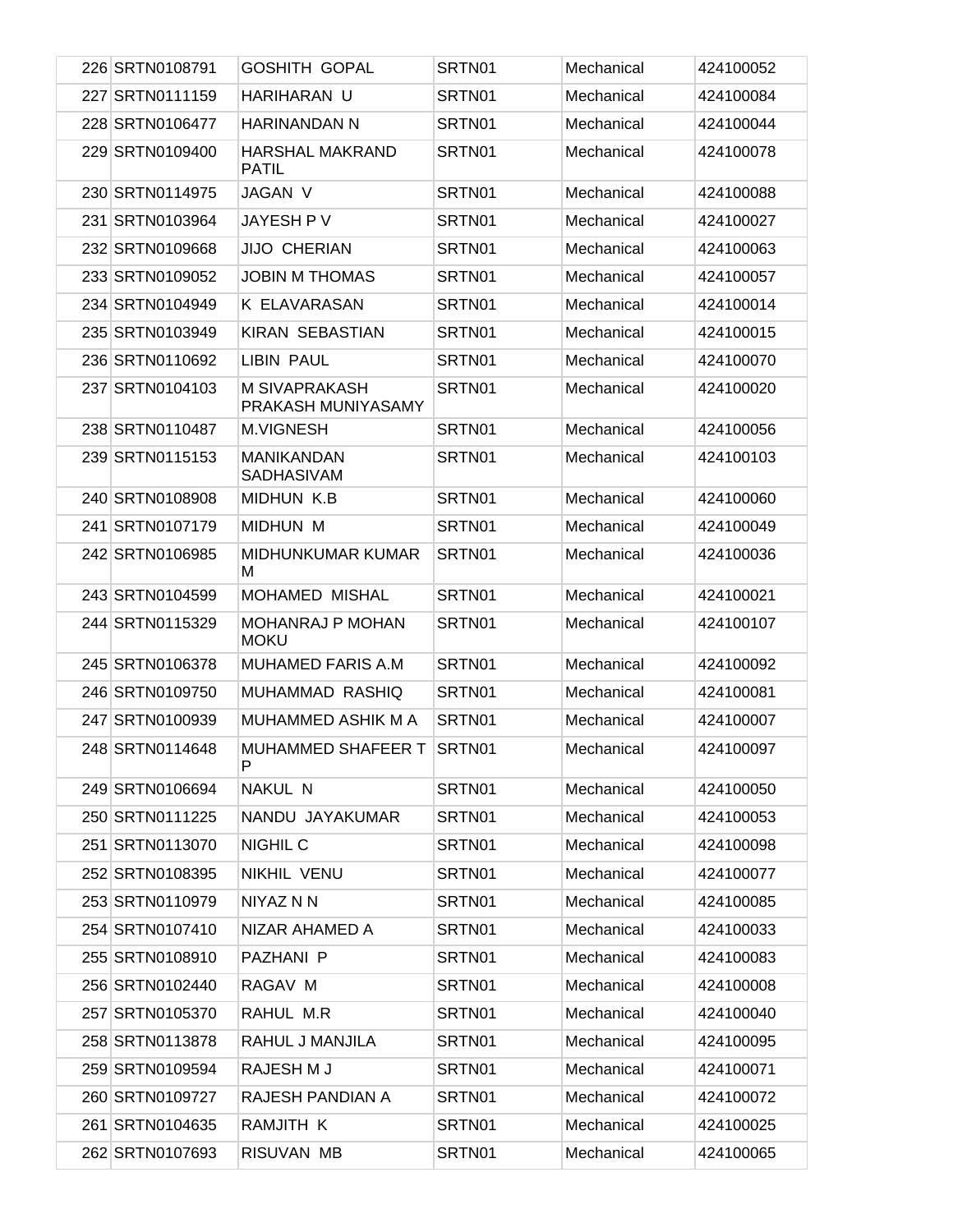| | | | | | |
|---|---|---|---|---|---|
| 226 | SRTN0108791 | GOSHITH GOPAL | SRTN01 | Mechanical | 424100052 |
| 227 | SRTN0111159 | HARIHARAN U | SRTN01 | Mechanical | 424100084 |
| 228 | SRTN0106477 | HARINANDAN N | SRTN01 | Mechanical | 424100044 |
| 229 | SRTN0109400 | HARSHAL MAKRAND PATIL | SRTN01 | Mechanical | 424100078 |
| 230 | SRTN0114975 | JAGAN V | SRTN01 | Mechanical | 424100088 |
| 231 | SRTN0103964 | JAYESH P V | SRTN01 | Mechanical | 424100027 |
| 232 | SRTN0109668 | JIJO CHERIAN | SRTN01 | Mechanical | 424100063 |
| 233 | SRTN0109052 | JOBIN M THOMAS | SRTN01 | Mechanical | 424100057 |
| 234 | SRTN0104949 | K ELAVARASAN | SRTN01 | Mechanical | 424100014 |
| 235 | SRTN0103949 | KIRAN SEBASTIAN | SRTN01 | Mechanical | 424100015 |
| 236 | SRTN0110692 | LIBIN PAUL | SRTN01 | Mechanical | 424100070 |
| 237 | SRTN0104103 | M SIVAPRAKASH PRAKASH MUNIYASAMY | SRTN01 | Mechanical | 424100020 |
| 238 | SRTN0110487 | M.VIGNESH | SRTN01 | Mechanical | 424100056 |
| 239 | SRTN0115153 | MANIKANDAN SADHASIVAM | SRTN01 | Mechanical | 424100103 |
| 240 | SRTN0108908 | MIDHUN K.B | SRTN01 | Mechanical | 424100060 |
| 241 | SRTN0107179 | MIDHUN M | SRTN01 | Mechanical | 424100049 |
| 242 | SRTN0106985 | MIDHUNKUMAR KUMAR M | SRTN01 | Mechanical | 424100036 |
| 243 | SRTN0104599 | MOHAMED MISHAL | SRTN01 | Mechanical | 424100021 |
| 244 | SRTN0115329 | MOHANRAJ P MOHAN MOKU | SRTN01 | Mechanical | 424100107 |
| 245 | SRTN0106378 | MUHAMED FARIS A.M | SRTN01 | Mechanical | 424100092 |
| 246 | SRTN0109750 | MUHAMMAD RASHIQ | SRTN01 | Mechanical | 424100081 |
| 247 | SRTN0100939 | MUHAMMED ASHIK M A | SRTN01 | Mechanical | 424100007 |
| 248 | SRTN0114648 | MUHAMMED SHAFEER T P | SRTN01 | Mechanical | 424100097 |
| 249 | SRTN0106694 | NAKUL N | SRTN01 | Mechanical | 424100050 |
| 250 | SRTN0111225 | NANDU JAYAKUMAR | SRTN01 | Mechanical | 424100053 |
| 251 | SRTN0113070 | NIGHIL C | SRTN01 | Mechanical | 424100098 |
| 252 | SRTN0108395 | NIKHIL VENU | SRTN01 | Mechanical | 424100077 |
| 253 | SRTN0110979 | NIYAZ N N | SRTN01 | Mechanical | 424100085 |
| 254 | SRTN0107410 | NIZAR AHAMED A | SRTN01 | Mechanical | 424100033 |
| 255 | SRTN0108910 | PAZHANI P | SRTN01 | Mechanical | 424100083 |
| 256 | SRTN0102440 | RAGAV M | SRTN01 | Mechanical | 424100008 |
| 257 | SRTN0105370 | RAHUL M.R | SRTN01 | Mechanical | 424100040 |
| 258 | SRTN0113878 | RAHUL J MANJILA | SRTN01 | Mechanical | 424100095 |
| 259 | SRTN0109594 | RAJESH M J | SRTN01 | Mechanical | 424100071 |
| 260 | SRTN0109727 | RAJESH PANDIAN A | SRTN01 | Mechanical | 424100072 |
| 261 | SRTN0104635 | RAMJITH K | SRTN01 | Mechanical | 424100025 |
| 262 | SRTN0107693 | RISUVAN MB | SRTN01 | Mechanical | 424100065 |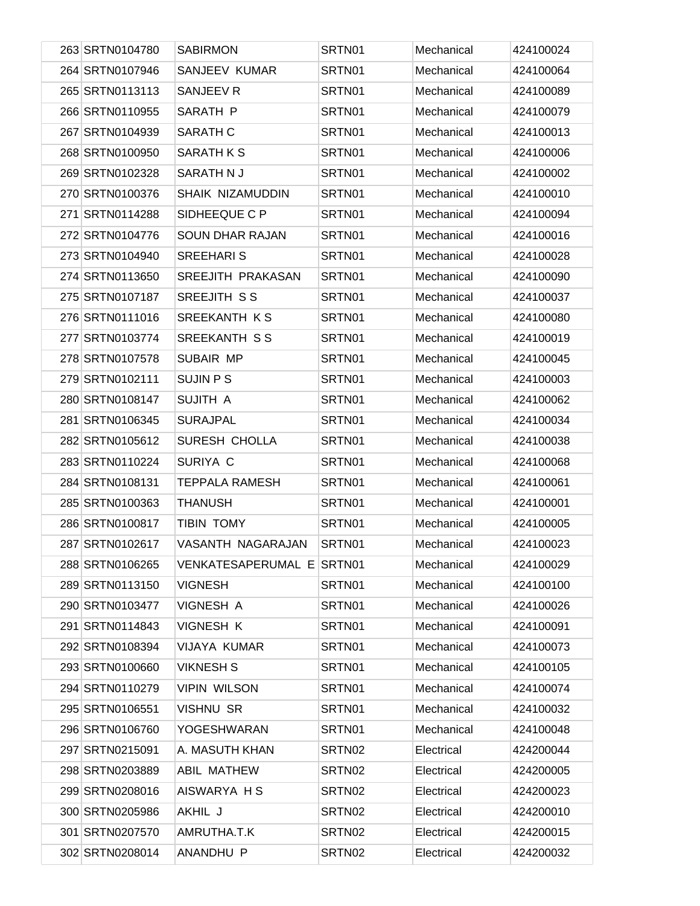| | | | | | |
|---|---|---|---|---|---|
| 263 | SRTN0104780 | SABIRMON | SRTN01 | Mechanical | 424100024 |
| 264 | SRTN0107946 | SANJEEV KUMAR | SRTN01 | Mechanical | 424100064 |
| 265 | SRTN0113113 | SANJEEV R | SRTN01 | Mechanical | 424100089 |
| 266 | SRTN0110955 | SARATH P | SRTN01 | Mechanical | 424100079 |
| 267 | SRTN0104939 | SARATH C | SRTN01 | Mechanical | 424100013 |
| 268 | SRTN0100950 | SARATH K S | SRTN01 | Mechanical | 424100006 |
| 269 | SRTN0102328 | SARATH N J | SRTN01 | Mechanical | 424100002 |
| 270 | SRTN0100376 | SHAIK NIZAMUDDIN | SRTN01 | Mechanical | 424100010 |
| 271 | SRTN0114288 | SIDHEEQUE C P | SRTN01 | Mechanical | 424100094 |
| 272 | SRTN0104776 | SOUN DHAR RAJAN | SRTN01 | Mechanical | 424100016 |
| 273 | SRTN0104940 | SREEHARI S | SRTN01 | Mechanical | 424100028 |
| 274 | SRTN0113650 | SREEJITH PRAKASAN | SRTN01 | Mechanical | 424100090 |
| 275 | SRTN0107187 | SREEJITH S S | SRTN01 | Mechanical | 424100037 |
| 276 | SRTN0111016 | SREEKANTH K S | SRTN01 | Mechanical | 424100080 |
| 277 | SRTN0103774 | SREEKANTH S S | SRTN01 | Mechanical | 424100019 |
| 278 | SRTN0107578 | SUBAIR MP | SRTN01 | Mechanical | 424100045 |
| 279 | SRTN0102111 | SUJIN P S | SRTN01 | Mechanical | 424100003 |
| 280 | SRTN0108147 | SUJITH A | SRTN01 | Mechanical | 424100062 |
| 281 | SRTN0106345 | SURAJPAL | SRTN01 | Mechanical | 424100034 |
| 282 | SRTN0105612 | SURESH CHOLLA | SRTN01 | Mechanical | 424100038 |
| 283 | SRTN0110224 | SURIYA C | SRTN01 | Mechanical | 424100068 |
| 284 | SRTN0108131 | TEPPALA RAMESH | SRTN01 | Mechanical | 424100061 |
| 285 | SRTN0100363 | THANUSH | SRTN01 | Mechanical | 424100001 |
| 286 | SRTN0100817 | TIBIN TOMY | SRTN01 | Mechanical | 424100005 |
| 287 | SRTN0102617 | VASANTH NAGARAJAN | SRTN01 | Mechanical | 424100023 |
| 288 | SRTN0106265 | VENKATESAPERUMAL E | SRTN01 | Mechanical | 424100029 |
| 289 | SRTN0113150 | VIGNESH | SRTN01 | Mechanical | 424100100 |
| 290 | SRTN0103477 | VIGNESH A | SRTN01 | Mechanical | 424100026 |
| 291 | SRTN0114843 | VIGNESH K | SRTN01 | Mechanical | 424100091 |
| 292 | SRTN0108394 | VIJAYA KUMAR | SRTN01 | Mechanical | 424100073 |
| 293 | SRTN0100660 | VIKNESH S | SRTN01 | Mechanical | 424100105 |
| 294 | SRTN0110279 | VIPIN WILSON | SRTN01 | Mechanical | 424100074 |
| 295 | SRTN0106551 | VISHNU SR | SRTN01 | Mechanical | 424100032 |
| 296 | SRTN0106760 | YOGESHWARAN | SRTN01 | Mechanical | 424100048 |
| 297 | SRTN0215091 | A. MASUTH KHAN | SRTN02 | Electrical | 424200044 |
| 298 | SRTN0203889 | ABIL MATHEW | SRTN02 | Electrical | 424200005 |
| 299 | SRTN0208016 | AISWARYA H S | SRTN02 | Electrical | 424200023 |
| 300 | SRTN0205986 | AKHIL J | SRTN02 | Electrical | 424200010 |
| 301 | SRTN0207570 | AMRUTHA.T.K | SRTN02 | Electrical | 424200015 |
| 302 | SRTN0208014 | ANANDHU P | SRTN02 | Electrical | 424200032 |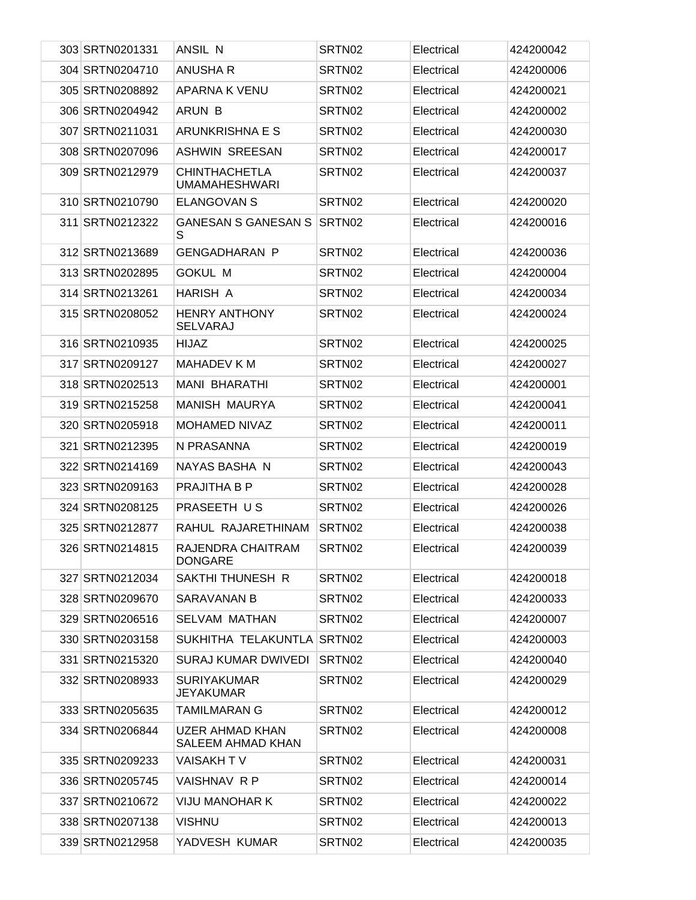| | | | | |
|---|---|---|---|---|
| 303 | SRTN0201331 | ANSIL N | SRTN02 | Electrical | 424200042 |
| 304 | SRTN0204710 | ANUSHA R | SRTN02 | Electrical | 424200006 |
| 305 | SRTN0208892 | APARNA K VENU | SRTN02 | Electrical | 424200021 |
| 306 | SRTN0204942 | ARUN B | SRTN02 | Electrical | 424200002 |
| 307 | SRTN0211031 | ARUNKRISHNA E S | SRTN02 | Electrical | 424200030 |
| 308 | SRTN0207096 | ASHWIN SREESAN | SRTN02 | Electrical | 424200017 |
| 309 | SRTN0212979 | CHINTHACHETLA UMAMAHESHWARI | SRTN02 | Electrical | 424200037 |
| 310 | SRTN0210790 | ELANGOVAN S | SRTN02 | Electrical | 424200020 |
| 311 | SRTN0212322 | GANESAN S GANESAN S S | SRTN02 | Electrical | 424200016 |
| 312 | SRTN0213689 | GENGADHARAN P | SRTN02 | Electrical | 424200036 |
| 313 | SRTN0202895 | GOKUL M | SRTN02 | Electrical | 424200004 |
| 314 | SRTN0213261 | HARISH A | SRTN02 | Electrical | 424200034 |
| 315 | SRTN0208052 | HENRY ANTHONY SELVARAJ | SRTN02 | Electrical | 424200024 |
| 316 | SRTN0210935 | HIJAZ | SRTN02 | Electrical | 424200025 |
| 317 | SRTN0209127 | MAHADEV K M | SRTN02 | Electrical | 424200027 |
| 318 | SRTN0202513 | MANI BHARATHI | SRTN02 | Electrical | 424200001 |
| 319 | SRTN0215258 | MANISH MAURYA | SRTN02 | Electrical | 424200041 |
| 320 | SRTN0205918 | MOHAMED NIVAZ | SRTN02 | Electrical | 424200011 |
| 321 | SRTN0212395 | N PRASANNA | SRTN02 | Electrical | 424200019 |
| 322 | SRTN0214169 | NAYAS BASHA N | SRTN02 | Electrical | 424200043 |
| 323 | SRTN0209163 | PRAJITHA B P | SRTN02 | Electrical | 424200028 |
| 324 | SRTN0208125 | PRASEETH U S | SRTN02 | Electrical | 424200026 |
| 325 | SRTN0212877 | RAHUL RAJARETHINAM | SRTN02 | Electrical | 424200038 |
| 326 | SRTN0214815 | RAJENDRA CHAITRAM DONGARE | SRTN02 | Electrical | 424200039 |
| 327 | SRTN0212034 | SAKTHI THUNESH R | SRTN02 | Electrical | 424200018 |
| 328 | SRTN0209670 | SARAVANAN B | SRTN02 | Electrical | 424200033 |
| 329 | SRTN0206516 | SELVAM MATHAN | SRTN02 | Electrical | 424200007 |
| 330 | SRTN0203158 | SUKHITHA TELAKUNTLA | SRTN02 | Electrical | 424200003 |
| 331 | SRTN0215320 | SURAJ KUMAR DWIVEDI | SRTN02 | Electrical | 424200040 |
| 332 | SRTN0208933 | SURIYAKUMAR JEYAKUMAR | SRTN02 | Electrical | 424200029 |
| 333 | SRTN0205635 | TAMILMARAN G | SRTN02 | Electrical | 424200012 |
| 334 | SRTN0206844 | UZER AHMAD KHAN SALEEM AHMAD KHAN | SRTN02 | Electrical | 424200008 |
| 335 | SRTN0209233 | VAISAKH T V | SRTN02 | Electrical | 424200031 |
| 336 | SRTN0205745 | VAISHNAV R P | SRTN02 | Electrical | 424200014 |
| 337 | SRTN0210672 | VIJU MANOHAR K | SRTN02 | Electrical | 424200022 |
| 338 | SRTN0207138 | VISHNU | SRTN02 | Electrical | 424200013 |
| 339 | SRTN0212958 | YADVESH KUMAR | SRTN02 | Electrical | 424200035 |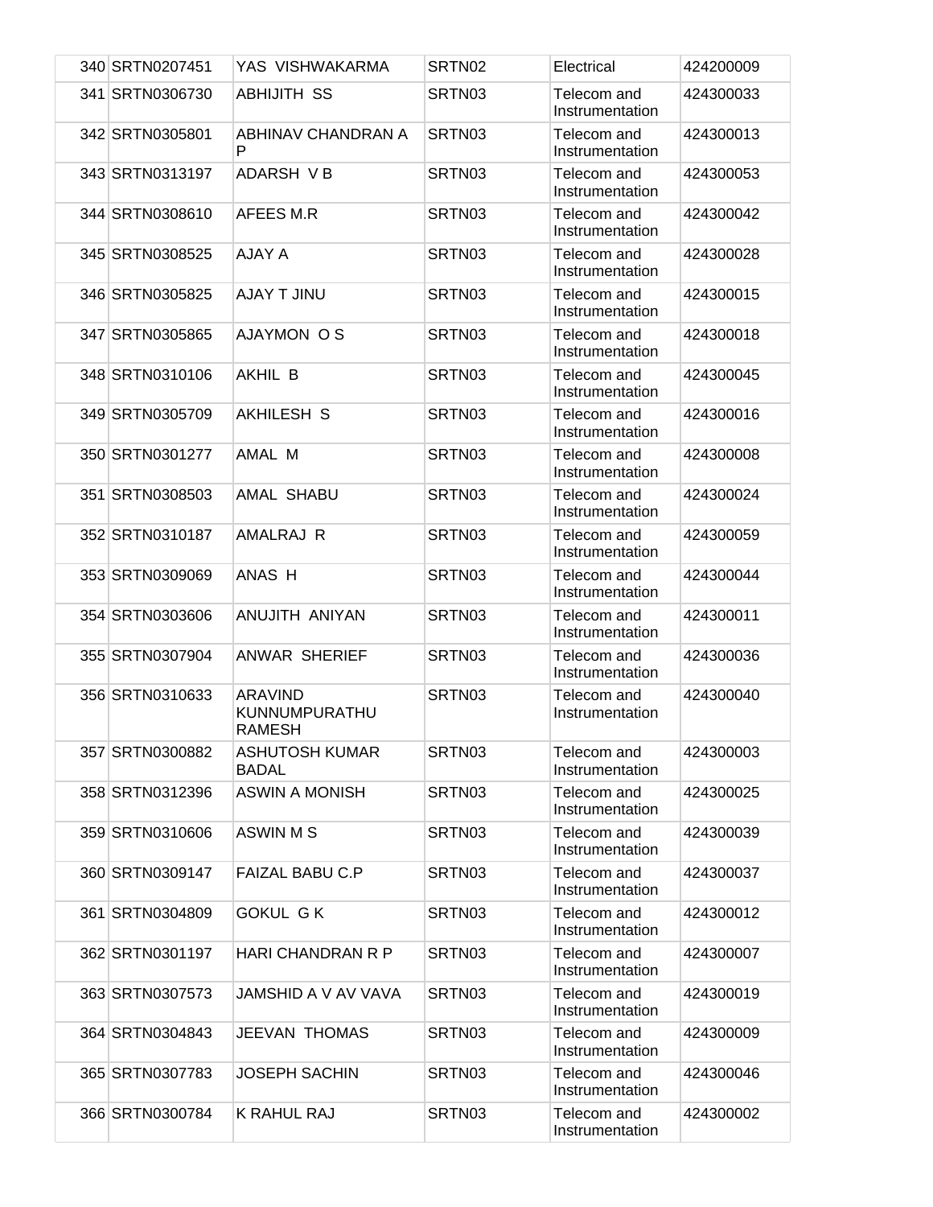| 340 | SRTN0207451 | YAS VISHWAKARMA | SRTN02 | Electrical | 424200009 |
|---|---|---|---|---|---|
| 341 | SRTN0306730 | ABHIJITH SS | SRTN03 | Telecom and Instrumentation | 424300033 |
| 342 | SRTN0305801 | ABHINAV CHANDRAN A P | SRTN03 | Telecom and Instrumentation | 424300013 |
| 343 | SRTN0313197 | ADARSH V B | SRTN03 | Telecom and Instrumentation | 424300053 |
| 344 | SRTN0308610 | AFEES M.R | SRTN03 | Telecom and Instrumentation | 424300042 |
| 345 | SRTN0308525 | AJAY A | SRTN03 | Telecom and Instrumentation | 424300028 |
| 346 | SRTN0305825 | AJAY T JINU | SRTN03 | Telecom and Instrumentation | 424300015 |
| 347 | SRTN0305865 | AJAYMON O S | SRTN03 | Telecom and Instrumentation | 424300018 |
| 348 | SRTN0310106 | AKHIL B | SRTN03 | Telecom and Instrumentation | 424300045 |
| 349 | SRTN0305709 | AKHILESH S | SRTN03 | Telecom and Instrumentation | 424300016 |
| 350 | SRTN0301277 | AMAL M | SRTN03 | Telecom and Instrumentation | 424300008 |
| 351 | SRTN0308503 | AMAL SHABU | SRTN03 | Telecom and Instrumentation | 424300024 |
| 352 | SRTN0310187 | AMALRAJ R | SRTN03 | Telecom and Instrumentation | 424300059 |
| 353 | SRTN0309069 | ANAS H | SRTN03 | Telecom and Instrumentation | 424300044 |
| 354 | SRTN0303606 | ANUJITH ANIYAN | SRTN03 | Telecom and Instrumentation | 424300011 |
| 355 | SRTN0307904 | ANWAR SHERIEF | SRTN03 | Telecom and Instrumentation | 424300036 |
| 356 | SRTN0310633 | ARAVIND KUNNUMPURATHU RAMESH | SRTN03 | Telecom and Instrumentation | 424300040 |
| 357 | SRTN0300882 | ASHUTOSH KUMAR BADAL | SRTN03 | Telecom and Instrumentation | 424300003 |
| 358 | SRTN0312396 | ASWIN A MONISH | SRTN03 | Telecom and Instrumentation | 424300025 |
| 359 | SRTN0310606 | ASWIN M S | SRTN03 | Telecom and Instrumentation | 424300039 |
| 360 | SRTN0309147 | FAIZAL BABU C.P | SRTN03 | Telecom and Instrumentation | 424300037 |
| 361 | SRTN0304809 | GOKUL G K | SRTN03 | Telecom and Instrumentation | 424300012 |
| 362 | SRTN0301197 | HARI CHANDRAN R P | SRTN03 | Telecom and Instrumentation | 424300007 |
| 363 | SRTN0307573 | JAMSHID A V AV VAVA | SRTN03 | Telecom and Instrumentation | 424300019 |
| 364 | SRTN0304843 | JEEVAN THOMAS | SRTN03 | Telecom and Instrumentation | 424300009 |
| 365 | SRTN0307783 | JOSEPH SACHIN | SRTN03 | Telecom and Instrumentation | 424300046 |
| 366 | SRTN0300784 | K RAHUL RAJ | SRTN03 | Telecom and Instrumentation | 424300002 |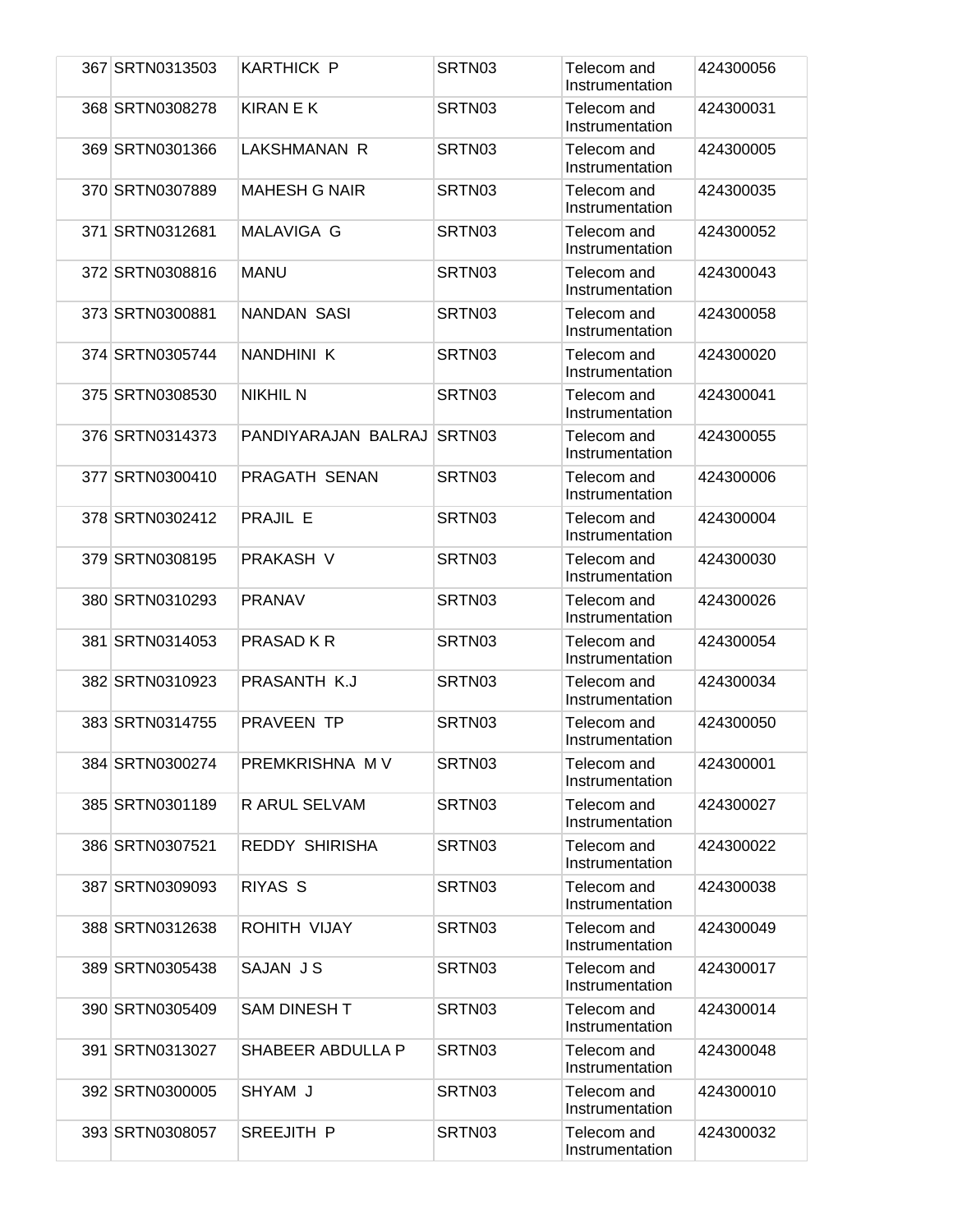| | | | | | |
|---|---|---|---|---|---|
| 367 | SRTN0313503 | KARTHICK P | SRTN03 | Telecom and Instrumentation | 424300056 |
| 368 | SRTN0308278 | KIRAN E K | SRTN03 | Telecom and Instrumentation | 424300031 |
| 369 | SRTN0301366 | LAKSHMANAN R | SRTN03 | Telecom and Instrumentation | 424300005 |
| 370 | SRTN0307889 | MAHESH G NAIR | SRTN03 | Telecom and Instrumentation | 424300035 |
| 371 | SRTN0312681 | MALAVIGA G | SRTN03 | Telecom and Instrumentation | 424300052 |
| 372 | SRTN0308816 | MANU | SRTN03 | Telecom and Instrumentation | 424300043 |
| 373 | SRTN0300881 | NANDAN SASI | SRTN03 | Telecom and Instrumentation | 424300058 |
| 374 | SRTN0305744 | NANDHINI K | SRTN03 | Telecom and Instrumentation | 424300020 |
| 375 | SRTN0308530 | NIKHIL N | SRTN03 | Telecom and Instrumentation | 424300041 |
| 376 | SRTN0314373 | PANDIYARAJAN BALRAJ | SRTN03 | Telecom and Instrumentation | 424300055 |
| 377 | SRTN0300410 | PRAGATH SENAN | SRTN03 | Telecom and Instrumentation | 424300006 |
| 378 | SRTN0302412 | PRAJIL E | SRTN03 | Telecom and Instrumentation | 424300004 |
| 379 | SRTN0308195 | PRAKASH V | SRTN03 | Telecom and Instrumentation | 424300030 |
| 380 | SRTN0310293 | PRANAV | SRTN03 | Telecom and Instrumentation | 424300026 |
| 381 | SRTN0314053 | PRASAD K R | SRTN03 | Telecom and Instrumentation | 424300054 |
| 382 | SRTN0310923 | PRASANTH K.J | SRTN03 | Telecom and Instrumentation | 424300034 |
| 383 | SRTN0314755 | PRAVEEN TP | SRTN03 | Telecom and Instrumentation | 424300050 |
| 384 | SRTN0300274 | PREMKRISHNA M V | SRTN03 | Telecom and Instrumentation | 424300001 |
| 385 | SRTN0301189 | R ARUL SELVAM | SRTN03 | Telecom and Instrumentation | 424300027 |
| 386 | SRTN0307521 | REDDY SHIRISHA | SRTN03 | Telecom and Instrumentation | 424300022 |
| 387 | SRTN0309093 | RIYAS S | SRTN03 | Telecom and Instrumentation | 424300038 |
| 388 | SRTN0312638 | ROHITH VIJAY | SRTN03 | Telecom and Instrumentation | 424300049 |
| 389 | SRTN0305438 | SAJAN J S | SRTN03 | Telecom and Instrumentation | 424300017 |
| 390 | SRTN0305409 | SAM DINESH T | SRTN03 | Telecom and Instrumentation | 424300014 |
| 391 | SRTN0313027 | SHABEER ABDULLA P | SRTN03 | Telecom and Instrumentation | 424300048 |
| 392 | SRTN0300005 | SHYAM J | SRTN03 | Telecom and Instrumentation | 424300010 |
| 393 | SRTN0308057 | SREEJITH P | SRTN03 | Telecom and Instrumentation | 424300032 |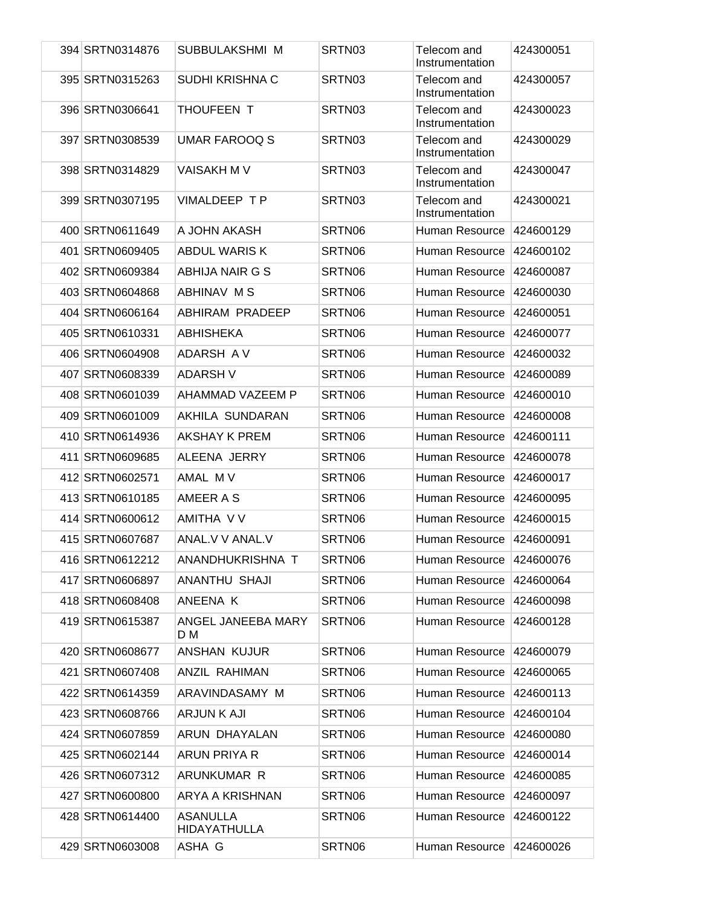| 394 | SRTN0314876 | SUBBULAKSHMI M | SRTN03 | Telecom and Instrumentation | 424300051 |
|---|---|---|---|---|---|
| 395 | SRTN0315263 | SUDHI KRISHNA C | SRTN03 | Telecom and Instrumentation | 424300057 |
| 396 | SRTN0306641 | THOUFEEN T | SRTN03 | Telecom and Instrumentation | 424300023 |
| 397 | SRTN0308539 | UMAR FAROOQ S | SRTN03 | Telecom and Instrumentation | 424300029 |
| 398 | SRTN0314829 | VAISAKH M V | SRTN03 | Telecom and Instrumentation | 424300047 |
| 399 | SRTN0307195 | VIMALDEEP T P | SRTN03 | Telecom and Instrumentation | 424300021 |
| 400 | SRTN0611649 | A JOHN AKASH | SRTN06 | Human Resource | 424600129 |
| 401 | SRTN0609405 | ABDUL WARIS K | SRTN06 | Human Resource | 424600102 |
| 402 | SRTN0609384 | ABHIJA NAIR G S | SRTN06 | Human Resource | 424600087 |
| 403 | SRTN0604868 | ABHINAV M S | SRTN06 | Human Resource | 424600030 |
| 404 | SRTN0606164 | ABHIRAM PRADEEP | SRTN06 | Human Resource | 424600051 |
| 405 | SRTN0610331 | ABHISHEKA | SRTN06 | Human Resource | 424600077 |
| 406 | SRTN0604908 | ADARSH A V | SRTN06 | Human Resource | 424600032 |
| 407 | SRTN0608339 | ADARSH V | SRTN06 | Human Resource | 424600089 |
| 408 | SRTN0601039 | AHAMMAD VAZEEM P | SRTN06 | Human Resource | 424600010 |
| 409 | SRTN0601009 | AKHILA SUNDARAN | SRTN06 | Human Resource | 424600008 |
| 410 | SRTN0614936 | AKSHAY K PREM | SRTN06 | Human Resource | 424600111 |
| 411 | SRTN0609685 | ALEENA JERRY | SRTN06 | Human Resource | 424600078 |
| 412 | SRTN0602571 | AMAL M V | SRTN06 | Human Resource | 424600017 |
| 413 | SRTN0610185 | AMEER A S | SRTN06 | Human Resource | 424600095 |
| 414 | SRTN0600612 | AMITHA V V | SRTN06 | Human Resource | 424600015 |
| 415 | SRTN0607687 | ANAL.V V ANAL.V | SRTN06 | Human Resource | 424600091 |
| 416 | SRTN0612212 | ANANDHUKRISHNA T | SRTN06 | Human Resource | 424600076 |
| 417 | SRTN0606897 | ANANTHU SHAJI | SRTN06 | Human Resource | 424600064 |
| 418 | SRTN0608408 | ANEENA K | SRTN06 | Human Resource | 424600098 |
| 419 | SRTN0615387 | ANGEL JANEEBA MARY D M | SRTN06 | Human Resource | 424600128 |
| 420 | SRTN0608677 | ANSHAN KUJUR | SRTN06 | Human Resource | 424600079 |
| 421 | SRTN0607408 | ANZIL RAHIMAN | SRTN06 | Human Resource | 424600065 |
| 422 | SRTN0614359 | ARAVINDASAMY M | SRTN06 | Human Resource | 424600113 |
| 423 | SRTN0608766 | ARJUN K AJI | SRTN06 | Human Resource | 424600104 |
| 424 | SRTN0607859 | ARUN DHAYALAN | SRTN06 | Human Resource | 424600080 |
| 425 | SRTN0602144 | ARUN PRIYA R | SRTN06 | Human Resource | 424600014 |
| 426 | SRTN0607312 | ARUNKUMAR R | SRTN06 | Human Resource | 424600085 |
| 427 | SRTN0600800 | ARYA A KRISHNAN | SRTN06 | Human Resource | 424600097 |
| 428 | SRTN0614400 | ASANULLA HIDAYATHULLA | SRTN06 | Human Resource | 424600122 |
| 429 | SRTN0603008 | ASHA G | SRTN06 | Human Resource | 424600026 |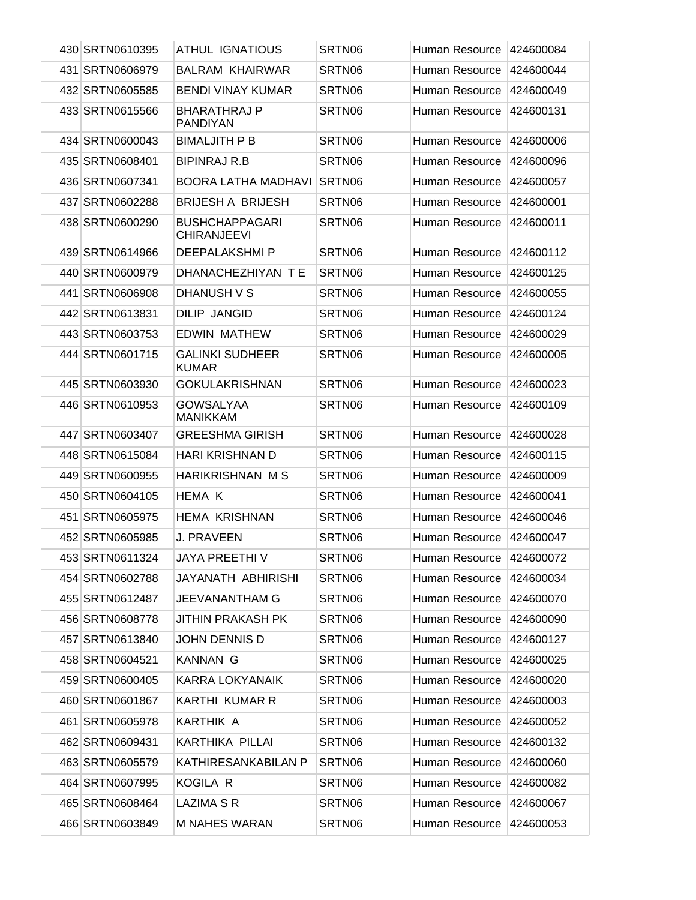| | | | | | |
|---|---|---|---|---|---|
| 430 | SRTN0610395 | ATHUL IGNATIOUS | SRTN06 | Human Resource | 424600084 |
| 431 | SRTN0606979 | BALRAM KHAIRWAR | SRTN06 | Human Resource | 424600044 |
| 432 | SRTN0605585 | BENDI VINAY KUMAR | SRTN06 | Human Resource | 424600049 |
| 433 | SRTN0615566 | BHARATHRAJ P PANDIYAN | SRTN06 | Human Resource | 424600131 |
| 434 | SRTN0600043 | BIMALJITH P B | SRTN06 | Human Resource | 424600006 |
| 435 | SRTN0608401 | BIPINRAJ R.B | SRTN06 | Human Resource | 424600096 |
| 436 | SRTN0607341 | BOORA LATHA MADHAVI | SRTN06 | Human Resource | 424600057 |
| 437 | SRTN0602288 | BRIJESH A BRIJESH | SRTN06 | Human Resource | 424600001 |
| 438 | SRTN0600290 | BUSHCHAPPAGARI CHIRANJEEVI | SRTN06 | Human Resource | 424600011 |
| 439 | SRTN0614966 | DEEPALAKSHMI P | SRTN06 | Human Resource | 424600112 |
| 440 | SRTN0600979 | DHANACHEZHIYAN T E | SRTN06 | Human Resource | 424600125 |
| 441 | SRTN0606908 | DHANUSH V S | SRTN06 | Human Resource | 424600055 |
| 442 | SRTN0613831 | DILIP JANGID | SRTN06 | Human Resource | 424600124 |
| 443 | SRTN0603753 | EDWIN MATHEW | SRTN06 | Human Resource | 424600029 |
| 444 | SRTN0601715 | GALINKI SUDHEER KUMAR | SRTN06 | Human Resource | 424600005 |
| 445 | SRTN0603930 | GOKULAKRISHNAN | SRTN06 | Human Resource | 424600023 |
| 446 | SRTN0610953 | GOWSALYAA MANIKKAM | SRTN06 | Human Resource | 424600109 |
| 447 | SRTN0603407 | GREESHMA GIRISH | SRTN06 | Human Resource | 424600028 |
| 448 | SRTN0615084 | HARI KRISHNAN D | SRTN06 | Human Resource | 424600115 |
| 449 | SRTN0600955 | HARIKRISHNAN M S | SRTN06 | Human Resource | 424600009 |
| 450 | SRTN0604105 | HEMA K | SRTN06 | Human Resource | 424600041 |
| 451 | SRTN0605975 | HEMA KRISHNAN | SRTN06 | Human Resource | 424600046 |
| 452 | SRTN0605985 | J. PRAVEEN | SRTN06 | Human Resource | 424600047 |
| 453 | SRTN0611324 | JAYA PREETHI V | SRTN06 | Human Resource | 424600072 |
| 454 | SRTN0602788 | JAYANATH ABHIRISHI | SRTN06 | Human Resource | 424600034 |
| 455 | SRTN0612487 | JEEVANANTHAM G | SRTN06 | Human Resource | 424600070 |
| 456 | SRTN0608778 | JITHIN PRAKASH PK | SRTN06 | Human Resource | 424600090 |
| 457 | SRTN0613840 | JOHN DENNIS D | SRTN06 | Human Resource | 424600127 |
| 458 | SRTN0604521 | KANNAN G | SRTN06 | Human Resource | 424600025 |
| 459 | SRTN0600405 | KARRA LOKYANAIK | SRTN06 | Human Resource | 424600020 |
| 460 | SRTN0601867 | KARTHI KUMAR R | SRTN06 | Human Resource | 424600003 |
| 461 | SRTN0605978 | KARTHIK A | SRTN06 | Human Resource | 424600052 |
| 462 | SRTN0609431 | KARTHIKA PILLAI | SRTN06 | Human Resource | 424600132 |
| 463 | SRTN0605579 | KATHIRESANKABILAN P | SRTN06 | Human Resource | 424600060 |
| 464 | SRTN0607995 | KOGILA R | SRTN06 | Human Resource | 424600082 |
| 465 | SRTN0608464 | LAZIMA S R | SRTN06 | Human Resource | 424600067 |
| 466 | SRTN0603849 | M NAHES WARAN | SRTN06 | Human Resource | 424600053 |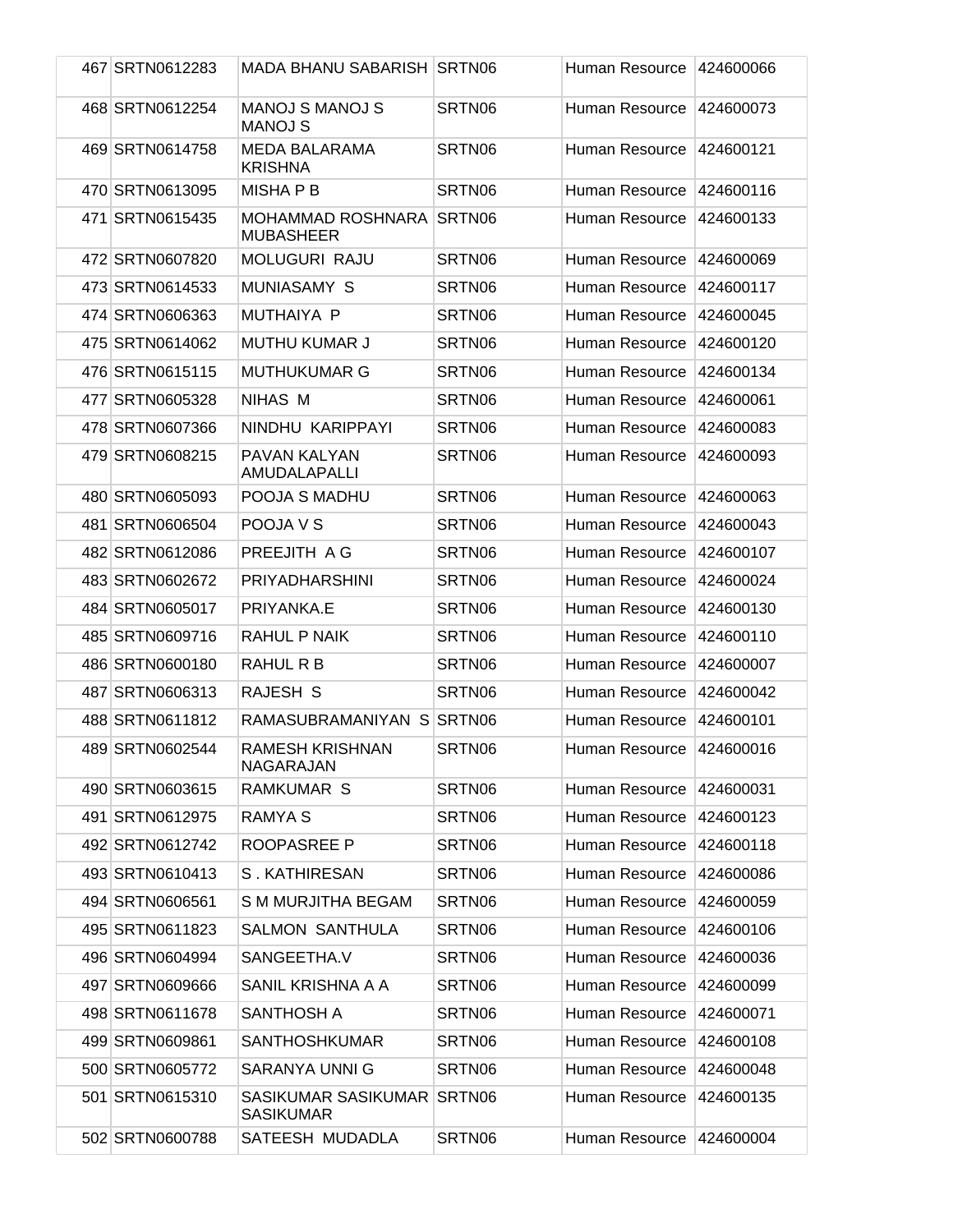| 467 | SRTN0612283 | MADA BHANU SABARISH | SRTN06 | Human Resource | 424600066 |
|---|---|---|---|---|---|
| 468 | SRTN0612254 | MANOJ S MANOJ S MANOJ S | SRTN06 | Human Resource | 424600073 |
| 469 | SRTN0614758 | MEDA BALARAMA KRISHNA | SRTN06 | Human Resource | 424600121 |
| 470 | SRTN0613095 | MISHA P B | SRTN06 | Human Resource | 424600116 |
| 471 | SRTN0615435 | MOHAMMAD ROSHNARA MUBASHEER | SRTN06 | Human Resource | 424600133 |
| 472 | SRTN0607820 | MOLUGURI RAJU | SRTN06 | Human Resource | 424600069 |
| 473 | SRTN0614533 | MUNIASAMY S | SRTN06 | Human Resource | 424600117 |
| 474 | SRTN0606363 | MUTHAIYA P | SRTN06 | Human Resource | 424600045 |
| 475 | SRTN0614062 | MUTHU KUMAR J | SRTN06 | Human Resource | 424600120 |
| 476 | SRTN0615115 | MUTHUKUMAR G | SRTN06 | Human Resource | 424600134 |
| 477 | SRTN0605328 | NIHAS M | SRTN06 | Human Resource | 424600061 |
| 478 | SRTN0607366 | NINDHU KARIPPAYI | SRTN06 | Human Resource | 424600083 |
| 479 | SRTN0608215 | PAVAN KALYAN AMUDALAPALLI | SRTN06 | Human Resource | 424600093 |
| 480 | SRTN0605093 | POOJA S MADHU | SRTN06 | Human Resource | 424600063 |
| 481 | SRTN0606504 | POOJA V S | SRTN06 | Human Resource | 424600043 |
| 482 | SRTN0612086 | PREEJITH A G | SRTN06 | Human Resource | 424600107 |
| 483 | SRTN0602672 | PRIYADHARSHINI | SRTN06 | Human Resource | 424600024 |
| 484 | SRTN0605017 | PRIYANKA.E | SRTN06 | Human Resource | 424600130 |
| 485 | SRTN0609716 | RAHUL P NAIK | SRTN06 | Human Resource | 424600110 |
| 486 | SRTN0600180 | RAHUL R B | SRTN06 | Human Resource | 424600007 |
| 487 | SRTN0606313 | RAJESH S | SRTN06 | Human Resource | 424600042 |
| 488 | SRTN0611812 | RAMASUBRAMANIYAN S | SRTN06 | Human Resource | 424600101 |
| 489 | SRTN0602544 | RAMESH KRISHNAN NAGARAJAN | SRTN06 | Human Resource | 424600016 |
| 490 | SRTN0603615 | RAMKUMAR S | SRTN06 | Human Resource | 424600031 |
| 491 | SRTN0612975 | RAMYA S | SRTN06 | Human Resource | 424600123 |
| 492 | SRTN0612742 | ROOPASREE P | SRTN06 | Human Resource | 424600118 |
| 493 | SRTN0610413 | S . KATHIRESAN | SRTN06 | Human Resource | 424600086 |
| 494 | SRTN0606561 | S M MURJITHA BEGAM | SRTN06 | Human Resource | 424600059 |
| 495 | SRTN0611823 | SALMON SANTHULA | SRTN06 | Human Resource | 424600106 |
| 496 | SRTN0604994 | SANGEETHA.V | SRTN06 | Human Resource | 424600036 |
| 497 | SRTN0609666 | SANIL KRISHNA A A | SRTN06 | Human Resource | 424600099 |
| 498 | SRTN0611678 | SANTHOSH A | SRTN06 | Human Resource | 424600071 |
| 499 | SRTN0609861 | SANTHOSHKUMAR | SRTN06 | Human Resource | 424600108 |
| 500 | SRTN0605772 | SARANYA UNNI G | SRTN06 | Human Resource | 424600048 |
| 501 | SRTN0615310 | SASIKUMAR SASIKUMAR SASIKUMAR | SRTN06 | Human Resource | 424600135 |
| 502 | SRTN0600788 | SATEESH MUDADLA | SRTN06 | Human Resource | 424600004 |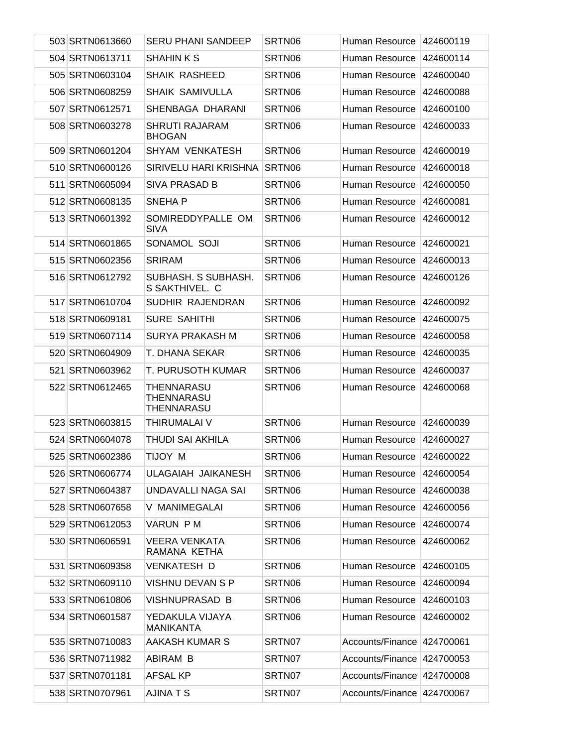| | | | | | |
|---|---|---|---|---|---|
| 503 | SRTN0613660 | SERU PHANI SANDEEP | SRTN06 | Human Resource | 424600119 |
| 504 | SRTN0613711 | SHAHIN K S | SRTN06 | Human Resource | 424600114 |
| 505 | SRTN0603104 | SHAIK RASHEED | SRTN06 | Human Resource | 424600040 |
| 506 | SRTN0608259 | SHAIK SAMIVULLA | SRTN06 | Human Resource | 424600088 |
| 507 | SRTN0612571 | SHENBAGA DHARANI | SRTN06 | Human Resource | 424600100 |
| 508 | SRTN0603278 | SHRUTI RAJARAM BHOGAN | SRTN06 | Human Resource | 424600033 |
| 509 | SRTN0601204 | SHYAM VENKATESH | SRTN06 | Human Resource | 424600019 |
| 510 | SRTN0600126 | SIRIVELU HARI KRISHNA | SRTN06 | Human Resource | 424600018 |
| 511 | SRTN0605094 | SIVA PRASAD B | SRTN06 | Human Resource | 424600050 |
| 512 | SRTN0608135 | SNEHA P | SRTN06 | Human Resource | 424600081 |
| 513 | SRTN0601392 | SOMIREDDYPALLE OM SIVA | SRTN06 | Human Resource | 424600012 |
| 514 | SRTN0601865 | SONAMOL SOJI | SRTN06 | Human Resource | 424600021 |
| 515 | SRTN0602356 | SRIRAM | SRTN06 | Human Resource | 424600013 |
| 516 | SRTN0612792 | SUBHASH. S SUBHASH. S SAKTHIVEL. C | SRTN06 | Human Resource | 424600126 |
| 517 | SRTN0610704 | SUDHIR RAJENDRAN | SRTN06 | Human Resource | 424600092 |
| 518 | SRTN0609181 | SURE SAHITHI | SRTN06 | Human Resource | 424600075 |
| 519 | SRTN0607114 | SURYA PRAKASH M | SRTN06 | Human Resource | 424600058 |
| 520 | SRTN0604909 | T. DHANA SEKAR | SRTN06 | Human Resource | 424600035 |
| 521 | SRTN0603962 | T. PURUSOTH KUMAR | SRTN06 | Human Resource | 424600037 |
| 522 | SRTN0612465 | THENNARASU THENNARASU THENNARASU | SRTN06 | Human Resource | 424600068 |
| 523 | SRTN0603815 | THIRUMALAI V | SRTN06 | Human Resource | 424600039 |
| 524 | SRTN0604078 | THUDI SAI AKHILA | SRTN06 | Human Resource | 424600027 |
| 525 | SRTN0602386 | TIJOY M | SRTN06 | Human Resource | 424600022 |
| 526 | SRTN0606774 | ULAGAIAH JAIKANESH | SRTN06 | Human Resource | 424600054 |
| 527 | SRTN0604387 | UNDAVALLI NAGA SAI | SRTN06 | Human Resource | 424600038 |
| 528 | SRTN0607658 | V MANIMEGALAI | SRTN06 | Human Resource | 424600056 |
| 529 | SRTN0612053 | VARUN P M | SRTN06 | Human Resource | 424600074 |
| 530 | SRTN0606591 | VEERA VENKATA RAMANA KETHA | SRTN06 | Human Resource | 424600062 |
| 531 | SRTN0609358 | VENKATESH D | SRTN06 | Human Resource | 424600105 |
| 532 | SRTN0609110 | VISHNU DEVAN S P | SRTN06 | Human Resource | 424600094 |
| 533 | SRTN0610806 | VISHNUPRASAD B | SRTN06 | Human Resource | 424600103 |
| 534 | SRTN0601587 | YEDAKULA VIJAYA MANIKANTA | SRTN06 | Human Resource | 424600002 |
| 535 | SRTN0710083 | AAKASH KUMAR S | SRTN07 | Accounts/Finance | 424700061 |
| 536 | SRTN0711982 | ABIRAM B | SRTN07 | Accounts/Finance | 424700053 |
| 537 | SRTN0701181 | AFSAL KP | SRTN07 | Accounts/Finance | 424700008 |
| 538 | SRTN0707961 | AJINA T S | SRTN07 | Accounts/Finance | 424700067 |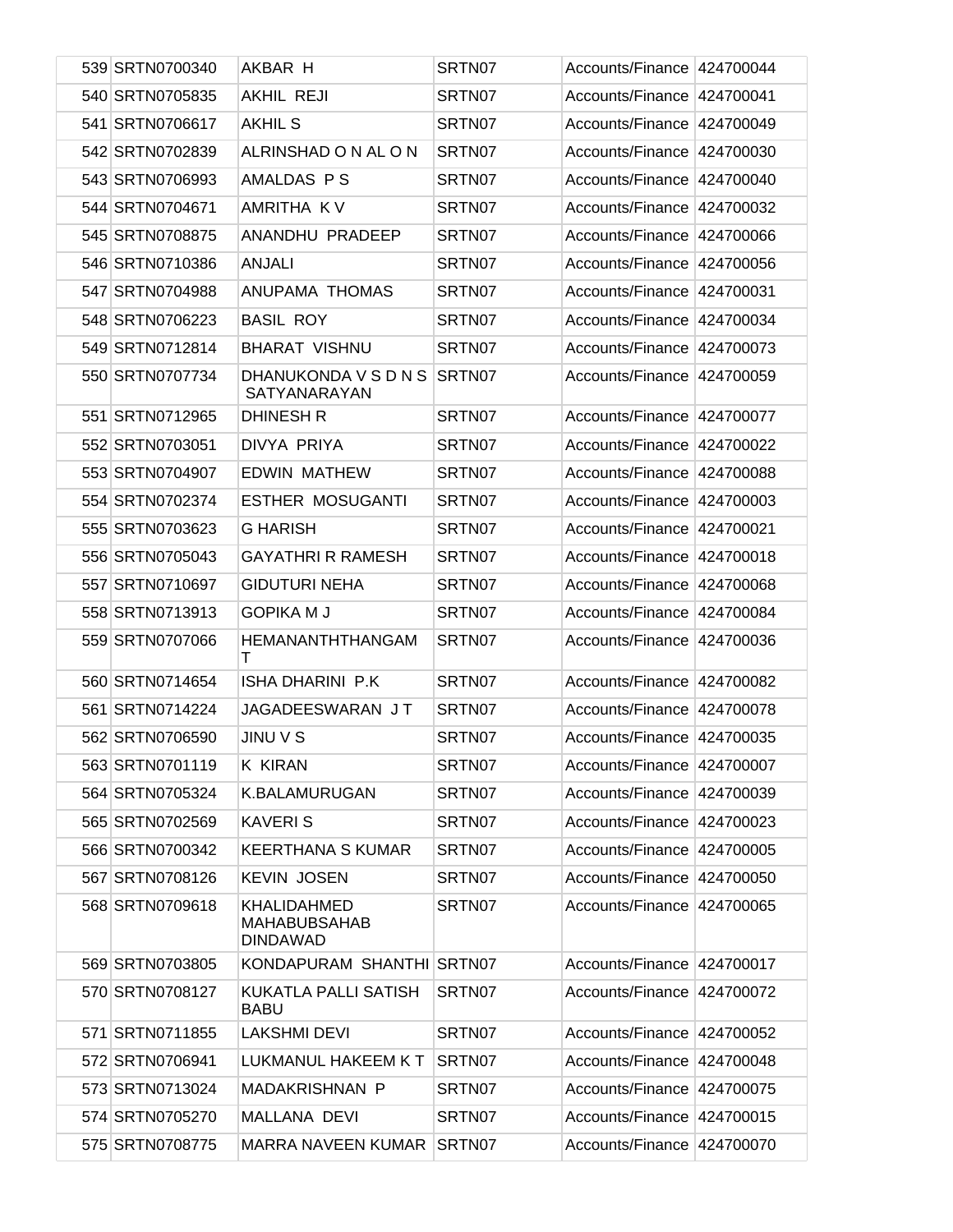| | | | | | |
|---|---|---|---|---|---|
| 539 | SRTN0700340 | AKBAR H | SRTN07 | Accounts/Finance | 424700044 |
| 540 | SRTN0705835 | AKHIL REJI | SRTN07 | Accounts/Finance | 424700041 |
| 541 | SRTN0706617 | AKHIL S | SRTN07 | Accounts/Finance | 424700049 |
| 542 | SRTN0702839 | ALRINSHAD O N AL O N | SRTN07 | Accounts/Finance | 424700030 |
| 543 | SRTN0706993 | AMALDAS P S | SRTN07 | Accounts/Finance | 424700040 |
| 544 | SRTN0704671 | AMRITHA K V | SRTN07 | Accounts/Finance | 424700032 |
| 545 | SRTN0708875 | ANANDHU PRADEEP | SRTN07 | Accounts/Finance | 424700066 |
| 546 | SRTN0710386 | ANJALI | SRTN07 | Accounts/Finance | 424700056 |
| 547 | SRTN0704988 | ANUPAMA THOMAS | SRTN07 | Accounts/Finance | 424700031 |
| 548 | SRTN0706223 | BASIL ROY | SRTN07 | Accounts/Finance | 424700034 |
| 549 | SRTN0712814 | BHARAT VISHNU | SRTN07 | Accounts/Finance | 424700073 |
| 550 | SRTN0707734 | DHANUKONDA V S D N S SATYANARAYAN | SRTN07 | Accounts/Finance | 424700059 |
| 551 | SRTN0712965 | DHINESH R | SRTN07 | Accounts/Finance | 424700077 |
| 552 | SRTN0703051 | DIVYA PRIYA | SRTN07 | Accounts/Finance | 424700022 |
| 553 | SRTN0704907 | EDWIN MATHEW | SRTN07 | Accounts/Finance | 424700088 |
| 554 | SRTN0702374 | ESTHER MOSUGANTI | SRTN07 | Accounts/Finance | 424700003 |
| 555 | SRTN0703623 | G HARISH | SRTN07 | Accounts/Finance | 424700021 |
| 556 | SRTN0705043 | GAYATHRI R RAMESH | SRTN07 | Accounts/Finance | 424700018 |
| 557 | SRTN0710697 | GIDUTURI NEHA | SRTN07 | Accounts/Finance | 424700068 |
| 558 | SRTN0713913 | GOPIKA M J | SRTN07 | Accounts/Finance | 424700084 |
| 559 | SRTN0707066 | HEMANANTHTHANGAM T | SRTN07 | Accounts/Finance | 424700036 |
| 560 | SRTN0714654 | ISHA DHARINI P.K | SRTN07 | Accounts/Finance | 424700082 |
| 561 | SRTN0714224 | JAGADEESWARAN J T | SRTN07 | Accounts/Finance | 424700078 |
| 562 | SRTN0706590 | JINU V S | SRTN07 | Accounts/Finance | 424700035 |
| 563 | SRTN0701119 | K KIRAN | SRTN07 | Accounts/Finance | 424700007 |
| 564 | SRTN0705324 | K.BALAMURUGAN | SRTN07 | Accounts/Finance | 424700039 |
| 565 | SRTN0702569 | KAVERI S | SRTN07 | Accounts/Finance | 424700023 |
| 566 | SRTN0700342 | KEERTHANA S KUMAR | SRTN07 | Accounts/Finance | 424700005 |
| 567 | SRTN0708126 | KEVIN JOSEN | SRTN07 | Accounts/Finance | 424700050 |
| 568 | SRTN0709618 | KHALIDAHMED MAHABUBSAHAB DINDAWAD | SRTN07 | Accounts/Finance | 424700065 |
| 569 | SRTN0703805 | KONDAPURAM SHANTHI | SRTN07 | Accounts/Finance | 424700017 |
| 570 | SRTN0708127 | KUKATLA PALLI SATISH BABU | SRTN07 | Accounts/Finance | 424700072 |
| 571 | SRTN0711855 | LAKSHMI DEVI | SRTN07 | Accounts/Finance | 424700052 |
| 572 | SRTN0706941 | LUKMANUL HAKEEM K T | SRTN07 | Accounts/Finance | 424700048 |
| 573 | SRTN0713024 | MADAKRISHNAN P | SRTN07 | Accounts/Finance | 424700075 |
| 574 | SRTN0705270 | MALLANA DEVI | SRTN07 | Accounts/Finance | 424700015 |
| 575 | SRTN0708775 | MARRA NAVEEN KUMAR | SRTN07 | Accounts/Finance | 424700070 |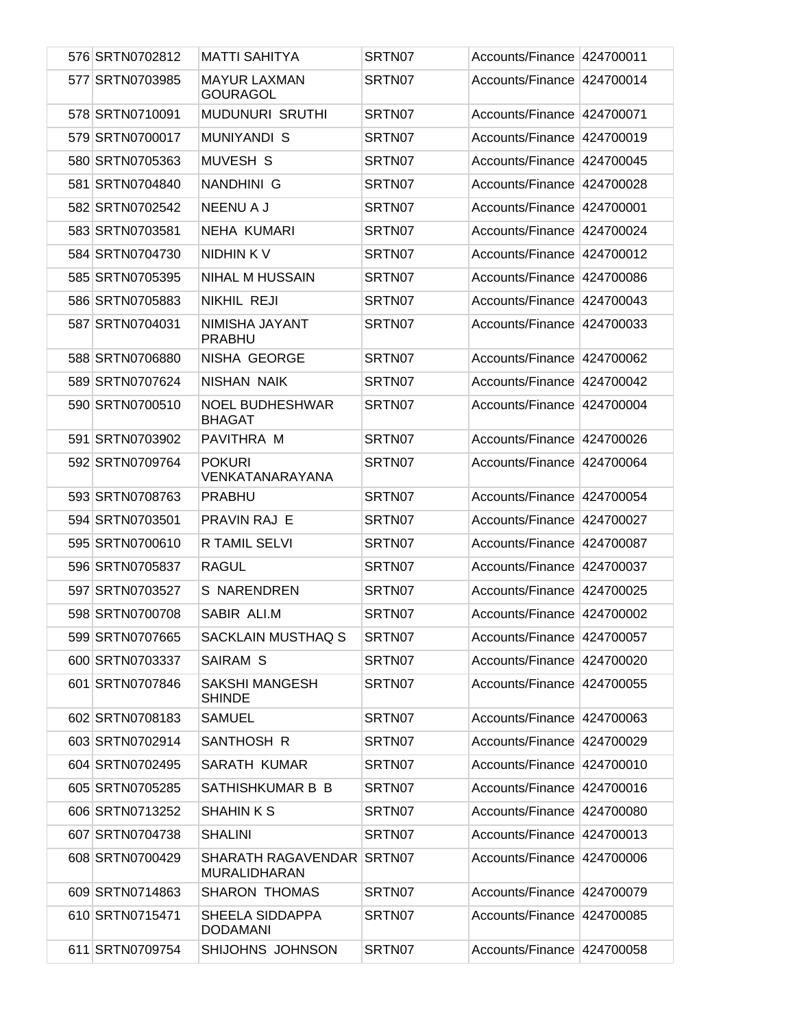| | | | | | |
|---|---|---|---|---|---|
| 576 | SRTN0702812 | MATTI SAHITYA | SRTN07 | Accounts/Finance | 424700011 |
| 577 | SRTN0703985 | MAYUR LAXMAN GOURAGOL | SRTN07 | Accounts/Finance | 424700014 |
| 578 | SRTN0710091 | MUDUNURI SRUTHI | SRTN07 | Accounts/Finance | 424700071 |
| 579 | SRTN0700017 | MUNIYANDI S | SRTN07 | Accounts/Finance | 424700019 |
| 580 | SRTN0705363 | MUVESH S | SRTN07 | Accounts/Finance | 424700045 |
| 581 | SRTN0704840 | NANDHINI G | SRTN07 | Accounts/Finance | 424700028 |
| 582 | SRTN0702542 | NEENU A J | SRTN07 | Accounts/Finance | 424700001 |
| 583 | SRTN0703581 | NEHA KUMARI | SRTN07 | Accounts/Finance | 424700024 |
| 584 | SRTN0704730 | NIDHIN K V | SRTN07 | Accounts/Finance | 424700012 |
| 585 | SRTN0705395 | NIHAL M HUSSAIN | SRTN07 | Accounts/Finance | 424700086 |
| 586 | SRTN0705883 | NIKHIL REJI | SRTN07 | Accounts/Finance | 424700043 |
| 587 | SRTN0704031 | NIMISHA JAYANT PRABHU | SRTN07 | Accounts/Finance | 424700033 |
| 588 | SRTN0706880 | NISHA GEORGE | SRTN07 | Accounts/Finance | 424700062 |
| 589 | SRTN0707624 | NISHAN NAIK | SRTN07 | Accounts/Finance | 424700042 |
| 590 | SRTN0700510 | NOEL BUDHESHWAR BHAGAT | SRTN07 | Accounts/Finance | 424700004 |
| 591 | SRTN0703902 | PAVITHRA M | SRTN07 | Accounts/Finance | 424700026 |
| 592 | SRTN0709764 | POKURI VENKATANARAYANA | SRTN07 | Accounts/Finance | 424700064 |
| 593 | SRTN0708763 | PRABHU | SRTN07 | Accounts/Finance | 424700054 |
| 594 | SRTN0703501 | PRAVIN RAJ E | SRTN07 | Accounts/Finance | 424700027 |
| 595 | SRTN0700610 | R TAMIL SELVI | SRTN07 | Accounts/Finance | 424700087 |
| 596 | SRTN0705837 | RAGUL | SRTN07 | Accounts/Finance | 424700037 |
| 597 | SRTN0703527 | S NARENDREN | SRTN07 | Accounts/Finance | 424700025 |
| 598 | SRTN0700708 | SABIR ALI.M | SRTN07 | Accounts/Finance | 424700002 |
| 599 | SRTN0707665 | SACKLAIN MUSTHAQ S | SRTN07 | Accounts/Finance | 424700057 |
| 600 | SRTN0703337 | SAIRAM S | SRTN07 | Accounts/Finance | 424700020 |
| 601 | SRTN0707846 | SAKSHI MANGESH SHINDE | SRTN07 | Accounts/Finance | 424700055 |
| 602 | SRTN0708183 | SAMUEL | SRTN07 | Accounts/Finance | 424700063 |
| 603 | SRTN0702914 | SANTHOSH R | SRTN07 | Accounts/Finance | 424700029 |
| 604 | SRTN0702495 | SARATH KUMAR | SRTN07 | Accounts/Finance | 424700010 |
| 605 | SRTN0705285 | SATHISHKUMAR B B | SRTN07 | Accounts/Finance | 424700016 |
| 606 | SRTN0713252 | SHAHIN K S | SRTN07 | Accounts/Finance | 424700080 |
| 607 | SRTN0704738 | SHALINI | SRTN07 | Accounts/Finance | 424700013 |
| 608 | SRTN0700429 | SHARATH RAGAVENDAR MURALIDHARAN | SRTN07 | Accounts/Finance | 424700006 |
| 609 | SRTN0714863 | SHARON THOMAS | SRTN07 | Accounts/Finance | 424700079 |
| 610 | SRTN0715471 | SHEELA SIDDAPPA DODAMANI | SRTN07 | Accounts/Finance | 424700085 |
| 611 | SRTN0709754 | SHIJOHNS JOHNSON | SRTN07 | Accounts/Finance | 424700058 |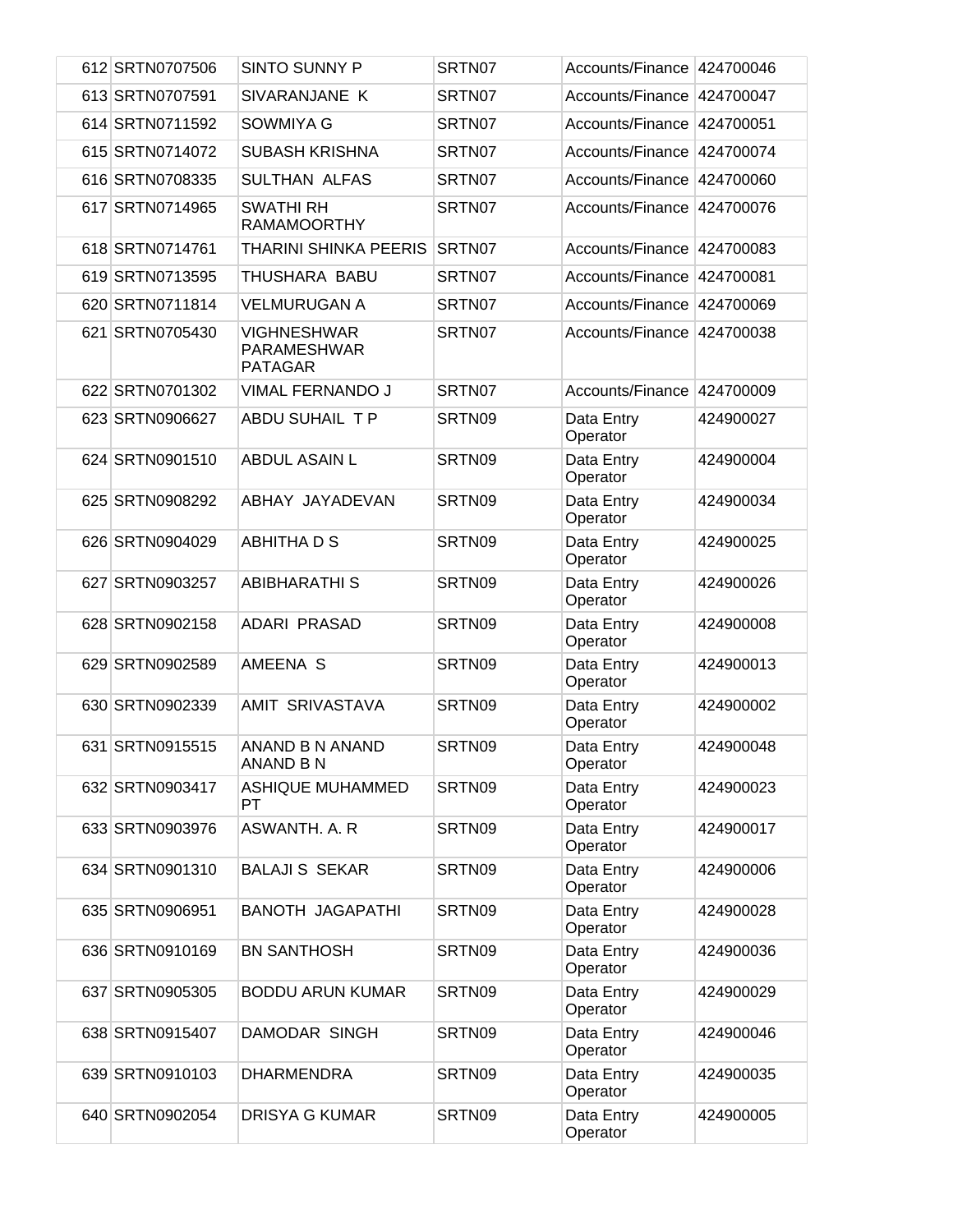| 612 | SRTN0707506 | SINTO SUNNY P | SRTN07 | Accounts/Finance | 424700046 |
|---|---|---|---|---|---|
| 613 | SRTN0707591 | SIVARANJANE K | SRTN07 | Accounts/Finance | 424700047 |
| 614 | SRTN0711592 | SOWMIYA G | SRTN07 | Accounts/Finance | 424700051 |
| 615 | SRTN0714072 | SUBASH KRISHNA | SRTN07 | Accounts/Finance | 424700074 |
| 616 | SRTN0708335 | SULTHAN ALFAS | SRTN07 | Accounts/Finance | 424700060 |
| 617 | SRTN0714965 | SWATHI RH RAMAMOORTHY | SRTN07 | Accounts/Finance | 424700076 |
| 618 | SRTN0714761 | THARINI SHINKA PEERIS | SRTN07 | Accounts/Finance | 424700083 |
| 619 | SRTN0713595 | THUSHARA BABU | SRTN07 | Accounts/Finance | 424700081 |
| 620 | SRTN0711814 | VELMURUGAN A | SRTN07 | Accounts/Finance | 424700069 |
| 621 | SRTN0705430 | VIGHNESHWAR PARAMESHWAR PATAGAR | SRTN07 | Accounts/Finance | 424700038 |
| 622 | SRTN0701302 | VIMAL FERNANDO J | SRTN07 | Accounts/Finance | 424700009 |
| 623 | SRTN0906627 | ABDU SUHAIL T P | SRTN09 | Data Entry Operator | 424900027 |
| 624 | SRTN0901510 | ABDUL ASAIN L | SRTN09 | Data Entry Operator | 424900004 |
| 625 | SRTN0908292 | ABHAY JAYADEVAN | SRTN09 | Data Entry Operator | 424900034 |
| 626 | SRTN0904029 | ABHITHA D S | SRTN09 | Data Entry Operator | 424900025 |
| 627 | SRTN0903257 | ABIBHARATHI S | SRTN09 | Data Entry Operator | 424900026 |
| 628 | SRTN0902158 | ADARI PRASAD | SRTN09 | Data Entry Operator | 424900008 |
| 629 | SRTN0902589 | AMEENA S | SRTN09 | Data Entry Operator | 424900013 |
| 630 | SRTN0902339 | AMIT SRIVASTAVA | SRTN09 | Data Entry Operator | 424900002 |
| 631 | SRTN0915515 | ANAND B N ANAND ANAND B N | SRTN09 | Data Entry Operator | 424900048 |
| 632 | SRTN0903417 | ASHIQUE MUHAMMED PT | SRTN09 | Data Entry Operator | 424900023 |
| 633 | SRTN0903976 | ASWANTH. A. R | SRTN09 | Data Entry Operator | 424900017 |
| 634 | SRTN0901310 | BALAJI S SEKAR | SRTN09 | Data Entry Operator | 424900006 |
| 635 | SRTN0906951 | BANOTH JAGAPATHI | SRTN09 | Data Entry Operator | 424900028 |
| 636 | SRTN0910169 | BN SANTHOSH | SRTN09 | Data Entry Operator | 424900036 |
| 637 | SRTN0905305 | BODDU ARUN KUMAR | SRTN09 | Data Entry Operator | 424900029 |
| 638 | SRTN0915407 | DAMODAR SINGH | SRTN09 | Data Entry Operator | 424900046 |
| 639 | SRTN0910103 | DHARMENDRA | SRTN09 | Data Entry Operator | 424900035 |
| 640 | SRTN0902054 | DRISYA G KUMAR | SRTN09 | Data Entry Operator | 424900005 |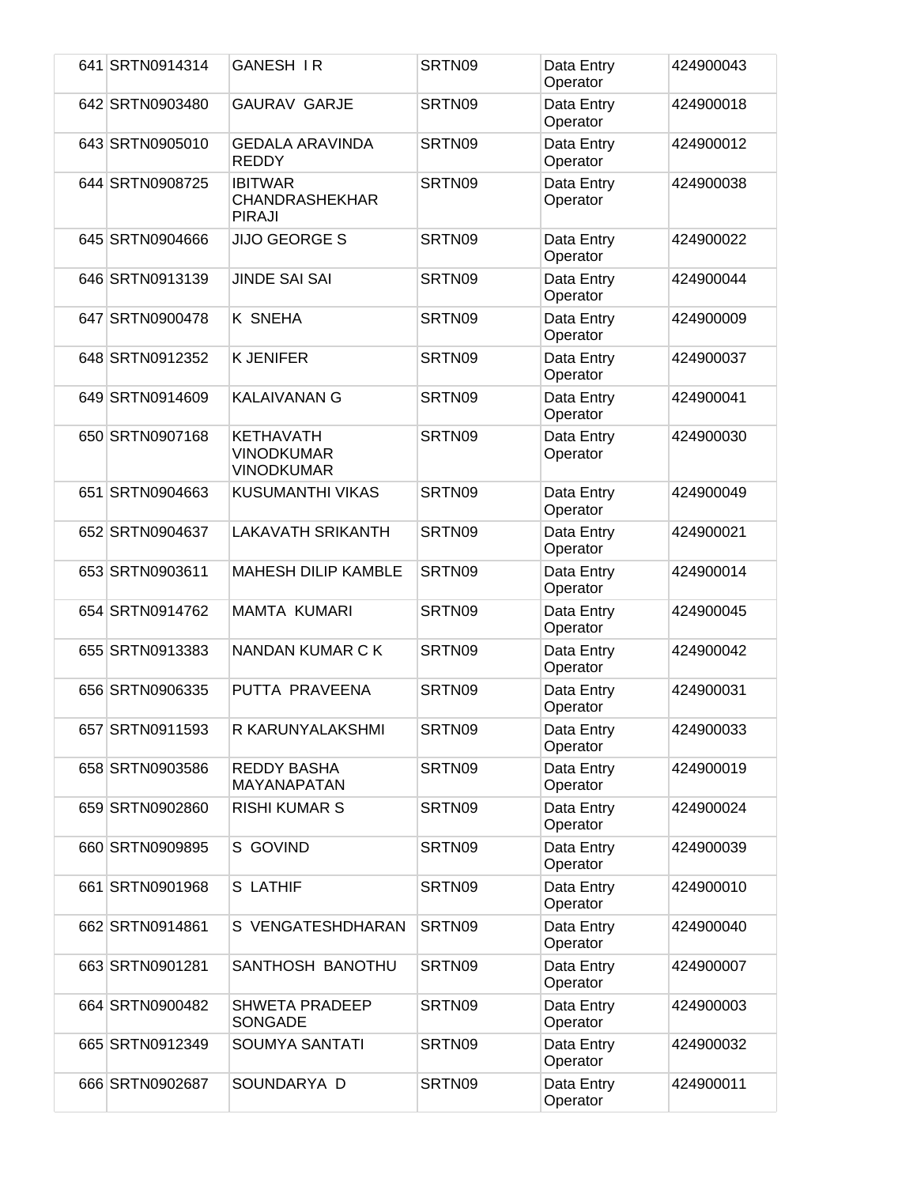| | | | | | |
|---|---|---|---|---|---|
| 641 | SRTN0914314 | GANESH I R | SRTN09 | Data Entry Operator | 424900043 |
| 642 | SRTN0903480 | GAURAV GARJE | SRTN09 | Data Entry Operator | 424900018 |
| 643 | SRTN0905010 | GEDALA ARAVINDA REDDY | SRTN09 | Data Entry Operator | 424900012 |
| 644 | SRTN0908725 | IBITWAR CHANDRASHEKHAR PIRAJI | SRTN09 | Data Entry Operator | 424900038 |
| 645 | SRTN0904666 | JIJO GEORGE S | SRTN09 | Data Entry Operator | 424900022 |
| 646 | SRTN0913139 | JINDE SAI SAI | SRTN09 | Data Entry Operator | 424900044 |
| 647 | SRTN0900478 | K SNEHA | SRTN09 | Data Entry Operator | 424900009 |
| 648 | SRTN0912352 | K JENIFER | SRTN09 | Data Entry Operator | 424900037 |
| 649 | SRTN0914609 | KALAIVANAN G | SRTN09 | Data Entry Operator | 424900041 |
| 650 | SRTN0907168 | KETHAVATH VINODKUMAR VINODKUMAR | SRTN09 | Data Entry Operator | 424900030 |
| 651 | SRTN0904663 | KUSUMANTHI VIKAS | SRTN09 | Data Entry Operator | 424900049 |
| 652 | SRTN0904637 | LAKAVATH SRIKANTH | SRTN09 | Data Entry Operator | 424900021 |
| 653 | SRTN0903611 | MAHESH DILIP KAMBLE | SRTN09 | Data Entry Operator | 424900014 |
| 654 | SRTN0914762 | MAMTA KUMARI | SRTN09 | Data Entry Operator | 424900045 |
| 655 | SRTN0913383 | NANDAN KUMAR C K | SRTN09 | Data Entry Operator | 424900042 |
| 656 | SRTN0906335 | PUTTA PRAVEENA | SRTN09 | Data Entry Operator | 424900031 |
| 657 | SRTN0911593 | R KARUNYALAKSHMI | SRTN09 | Data Entry Operator | 424900033 |
| 658 | SRTN0903586 | REDDY BASHA MAYANAPATAN | SRTN09 | Data Entry Operator | 424900019 |
| 659 | SRTN0902860 | RISHI KUMAR S | SRTN09 | Data Entry Operator | 424900024 |
| 660 | SRTN0909895 | S GOVIND | SRTN09 | Data Entry Operator | 424900039 |
| 661 | SRTN0901968 | S LATHIF | SRTN09 | Data Entry Operator | 424900010 |
| 662 | SRTN0914861 | S VENGATESHDHARAN | SRTN09 | Data Entry Operator | 424900040 |
| 663 | SRTN0901281 | SANTHOSH BANOTHU | SRTN09 | Data Entry Operator | 424900007 |
| 664 | SRTN0900482 | SHWETA PRADEEP SONGADE | SRTN09 | Data Entry Operator | 424900003 |
| 665 | SRTN0912349 | SOUMYA SANTATI | SRTN09 | Data Entry Operator | 424900032 |
| 666 | SRTN0902687 | SOUNDARYA D | SRTN09 | Data Entry Operator | 424900011 |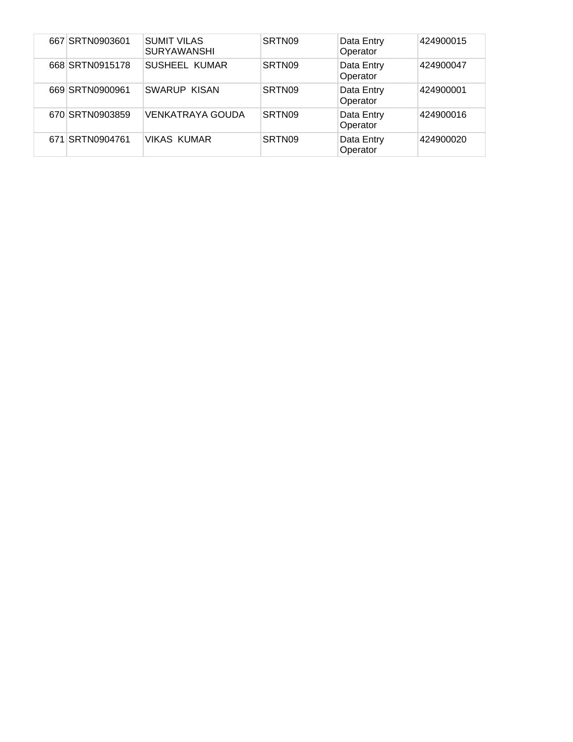| | | | | | |
|---|---|---|---|---|---|
| 667 | SRTN0903601 | SUMIT VILAS SURYAWANSHI | SRTN09 | Data Entry Operator | 424900015 |
| 668 | SRTN0915178 | SUSHEEL KUMAR | SRTN09 | Data Entry Operator | 424900047 |
| 669 | SRTN0900961 | SWARUP KISAN | SRTN09 | Data Entry Operator | 424900001 |
| 670 | SRTN0903859 | VENKATRAYA GOUDA | SRTN09 | Data Entry Operator | 424900016 |
| 671 | SRTN0904761 | VIKAS KUMAR | SRTN09 | Data Entry Operator | 424900020 |